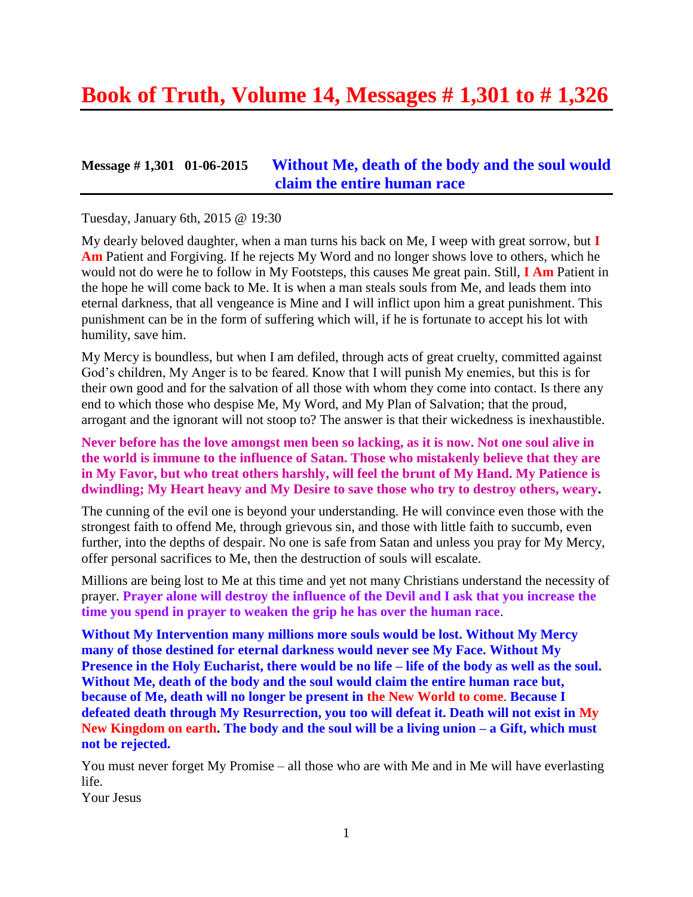# Book of Truth, Volume 14, Messages # 1,301 to # 1,326

## Message # 1,301 01-06-2015 Without Me, death of the body and the soul would claim the entire human race

Tuesday, January 6th, 2015 @ 19:30

My dearly beloved daughter, when a man turns his back on Me, I weep with great sorrow, but **I Am** Patient and Forgiving. If he rejects My Word and no longer shows love to others, which he would not do were he to follow in My Footsteps, this causes Me great pain. Still, **I Am** Patient in the hope he will come back to Me. It is when a man steals souls from Me, and leads them into eternal darkness, that all vengeance is Mine and I will inflict upon him a great punishment. This punishment can be in the form of suffering which will, if he is fortunate to accept his lot with humility, save him.

My Mercy is boundless, but when I am defiled, through acts of great cruelty, committed against God's children, My Anger is to be feared. Know that I will punish My enemies, but this is for their own good and for the salvation of all those with whom they come into contact. Is there any end to which those who despise Me, My Word, and My Plan of Salvation; that the proud, arrogant and the ignorant will not stoop to? The answer is that their wickedness is inexhaustible.

**Never before has the love amongst men been so lacking, as it is now. Not one soul alive in the world is immune to the influence of Satan. Those who mistakenly believe that they are in My Favor, but who treat others harshly, will feel the brunt of My Hand. My Patience is dwindling; My Heart heavy and My Desire to save those who try to destroy others, weary.**

The cunning of the evil one is beyond your understanding. He will convince even those with the strongest faith to offend Me, through grievous sin, and those with little faith to succumb, even further, into the depths of despair. No one is safe from Satan and unless you pray for My Mercy, offer personal sacrifices to Me, then the destruction of souls will escalate.

Millions are being lost to Me at this time and yet not many Christians understand the necessity of prayer. **Prayer alone will destroy the influence of the Devil and I ask that you increase the time you spend in prayer to weaken the grip he has over the human race**.

**Without My Intervention many millions more souls would be lost. Without My Mercy many of those destined for eternal darkness would never see My Face. Without My Presence in the Holy Eucharist, there would be no life – life of the body as well as the soul. Without Me, death of the body and the soul would claim the entire human race but, because of Me, death will no longer be present in the New World to come. Because I defeated death through My Resurrection, you too will defeat it. Death will not exist in My New Kingdom on earth. The body and the soul will be a living union – a Gift, which must not be rejected.**

You must never forget My Promise – all those who are with Me and in Me will have everlasting life.
Your Jesus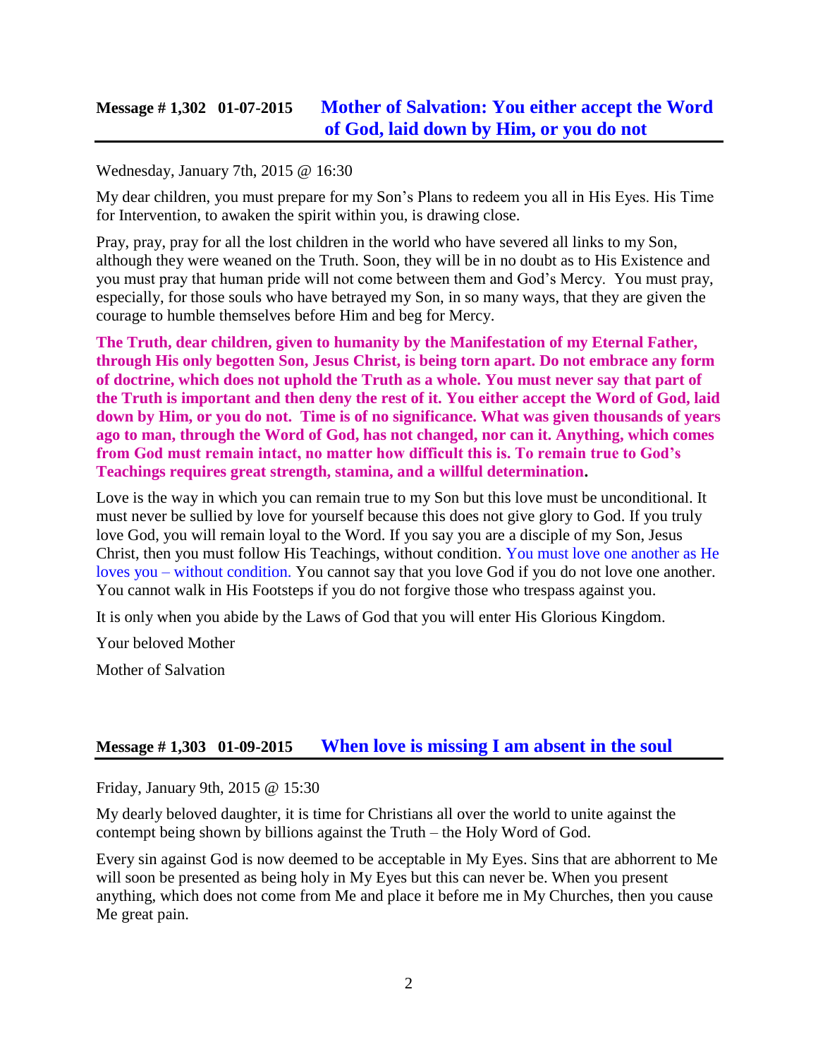## Message # 1,302 01-07-2015 Mother of Salvation: You either accept the Word of God, laid down by Him, or you do not

Wednesday, January 7th, 2015 @ 16:30

My dear children, you must prepare for my Son's Plans to redeem you all in His Eyes. His Time for Intervention, to awaken the spirit within you, is drawing close.

Pray, pray, pray for all the lost children in the world who have severed all links to my Son, although they were weaned on the Truth. Soon, they will be in no doubt as to His Existence and you must pray that human pride will not come between them and God's Mercy. You must pray, especially, for those souls who have betrayed my Son, in so many ways, that they are given the courage to humble themselves before Him and beg for Mercy.

**The Truth, dear children, given to humanity by the Manifestation of my Eternal Father, through His only begotten Son, Jesus Christ, is being torn apart. Do not embrace any form of doctrine, which does not uphold the Truth as a whole. You must never say that part of the Truth is important and then deny the rest of it. You either accept the Word of God, laid down by Him, or you do not. Time is of no significance. What was given thousands of years ago to man, through the Word of God, has not changed, nor can it. Anything, which comes from God must remain intact, no matter how difficult this is. To remain true to God's Teachings requires great strength, stamina, and a willful determination.**

Love is the way in which you can remain true to my Son but this love must be unconditional. It must never be sullied by love for yourself because this does not give glory to God. If you truly love God, you will remain loyal to the Word. If you say you are a disciple of my Son, Jesus Christ, then you must follow His Teachings, without condition. You must love one another as He loves you – without condition. You cannot say that you love God if you do not love one another. You cannot walk in His Footsteps if you do not forgive those who trespass against you.

It is only when you abide by the Laws of God that you will enter His Glorious Kingdom.

Your beloved Mother

Mother of Salvation

## Message # 1,303 01-09-2015 When love is missing I am absent in the soul

Friday, January 9th, 2015 @ 15:30

My dearly beloved daughter, it is time for Christians all over the world to unite against the contempt being shown by billions against the Truth – the Holy Word of God.

Every sin against God is now deemed to be acceptable in My Eyes. Sins that are abhorrent to Me will soon be presented as being holy in My Eyes but this can never be. When you present anything, which does not come from Me and place it before me in My Churches, then you cause Me great pain.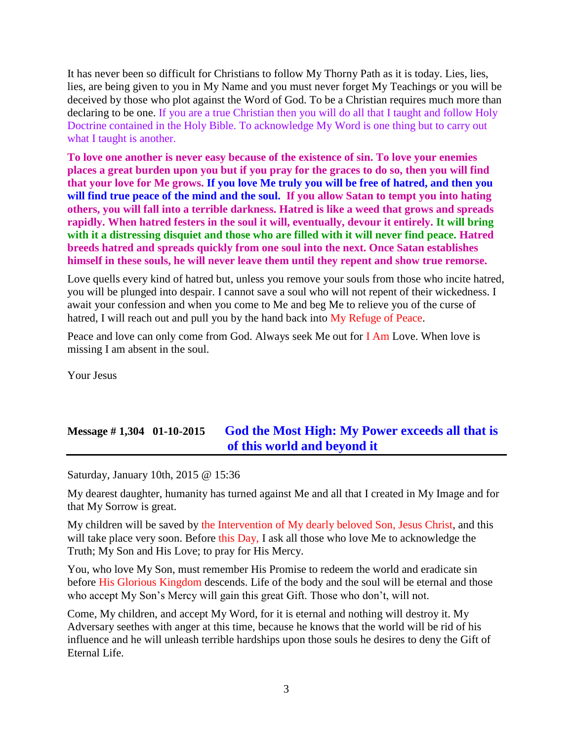It has never been so difficult for Christians to follow My Thorny Path as it is today. Lies, lies, lies, are being given to you in My Name and you must never forget My Teachings or you will be deceived by those who plot against the Word of God. To be a Christian requires much more than declaring to be one. If you are a true Christian then you will do all that I taught and follow Holy Doctrine contained in the Holy Bible. To acknowledge My Word is one thing but to carry out what I taught is another.

**To love one another is never easy because of the existence of sin. To love your enemies places a great burden upon you but if you pray for the graces to do so, then you will find that your love for Me grows. If you love Me truly you will be free of hatred, and then you will find true peace of the mind and the soul. If you allow Satan to tempt you into hating others, you will fall into a terrible darkness. Hatred is like a weed that grows and spreads rapidly. When hatred festers in the soul it will, eventually, devour it entirely. It will bring with it a distressing disquiet and those who are filled with it will never find peace. Hatred breeds hatred and spreads quickly from one soul into the next. Once Satan establishes himself in these souls, he will never leave them until they repent and show true remorse.**

Love quells every kind of hatred but, unless you remove your souls from those who incite hatred, you will be plunged into despair. I cannot save a soul who will not repent of their wickedness. I await your confession and when you come to Me and beg Me to relieve you of the curse of hatred, I will reach out and pull you by the hand back into My Refuge of Peace.

Peace and love can only come from God. Always seek Me out for I Am Love. When love is missing I am absent in the soul.

Your Jesus

## Message # 1,304 01-10-2015 God the Most High: My Power exceeds all that is of this world and beyond it

Saturday, January 10th, 2015 @ 15:36

My dearest daughter, humanity has turned against Me and all that I created in My Image and for that My Sorrow is great.

My children will be saved by the Intervention of My dearly beloved Son, Jesus Christ, and this will take place very soon. Before this Day, I ask all those who love Me to acknowledge the Truth; My Son and His Love; to pray for His Mercy.

You, who love My Son, must remember His Promise to redeem the world and eradicate sin before His Glorious Kingdom descends. Life of the body and the soul will be eternal and those who accept My Son's Mercy will gain this great Gift. Those who don't, will not.

Come, My children, and accept My Word, for it is eternal and nothing will destroy it. My Adversary seethes with anger at this time, because he knows that the world will be rid of his influence and he will unleash terrible hardships upon those souls he desires to deny the Gift of Eternal Life.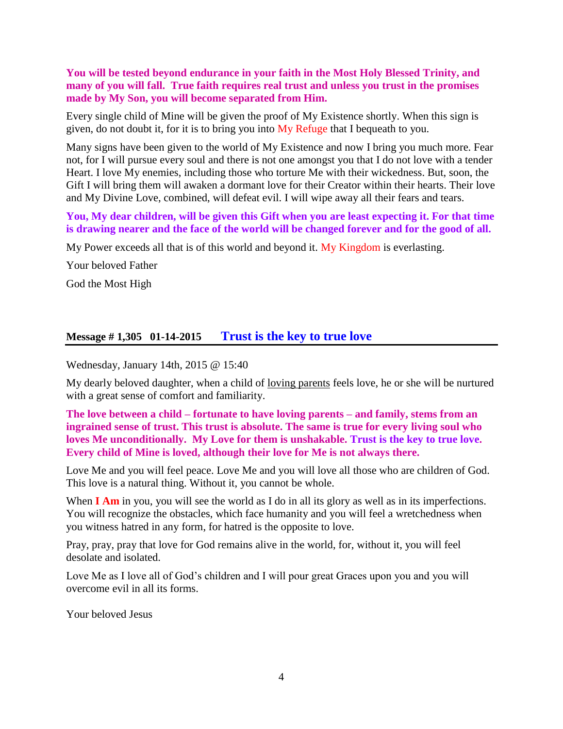**You will be tested beyond endurance in your faith in the Most Holy Blessed Trinity, and many of you will fall. True faith requires real trust and unless you trust in the promises made by My Son, you will become separated from Him.**

Every single child of Mine will be given the proof of My Existence shortly. When this sign is given, do not doubt it, for it is to bring you into My Refuge that I bequeath to you.

Many signs have been given to the world of My Existence and now I bring you much more. Fear not, for I will pursue every soul and there is not one amongst you that I do not love with a tender Heart. I love My enemies, including those who torture Me with their wickedness. But, soon, the Gift I will bring them will awaken a dormant love for their Creator within their hearts. Their love and My Divine Love, combined, will defeat evil. I will wipe away all their fears and tears.

**You, My dear children, will be given this Gift when you are least expecting it. For that time is drawing nearer and the face of the world will be changed forever and for the good of all.**

My Power exceeds all that is of this world and beyond it. My Kingdom is everlasting.

Your beloved Father

God the Most High

## Message # 1,305 01-14-2015 Trust is the key to true love

Wednesday, January 14th, 2015 @ 15:40

My dearly beloved daughter, when a child of loving parents feels love, he or she will be nurtured with a great sense of comfort and familiarity.

**The love between a child – fortunate to have loving parents – and family, stems from an ingrained sense of trust. This trust is absolute. The same is true for every living soul who loves Me unconditionally. My Love for them is unshakable. Trust is the key to true love. Every child of Mine is loved, although their love for Me is not always there.**

Love Me and you will feel peace. Love Me and you will love all those who are children of God. This love is a natural thing. Without it, you cannot be whole.

When **I Am** in you, you will see the world as I do in all its glory as well as in its imperfections. You will recognize the obstacles, which face humanity and you will feel a wretchedness when you witness hatred in any form, for hatred is the opposite to love.

Pray, pray, pray that love for God remains alive in the world, for, without it, you will feel desolate and isolated.

Love Me as I love all of God's children and I will pour great Graces upon you and you will overcome evil in all its forms.

Your beloved Jesus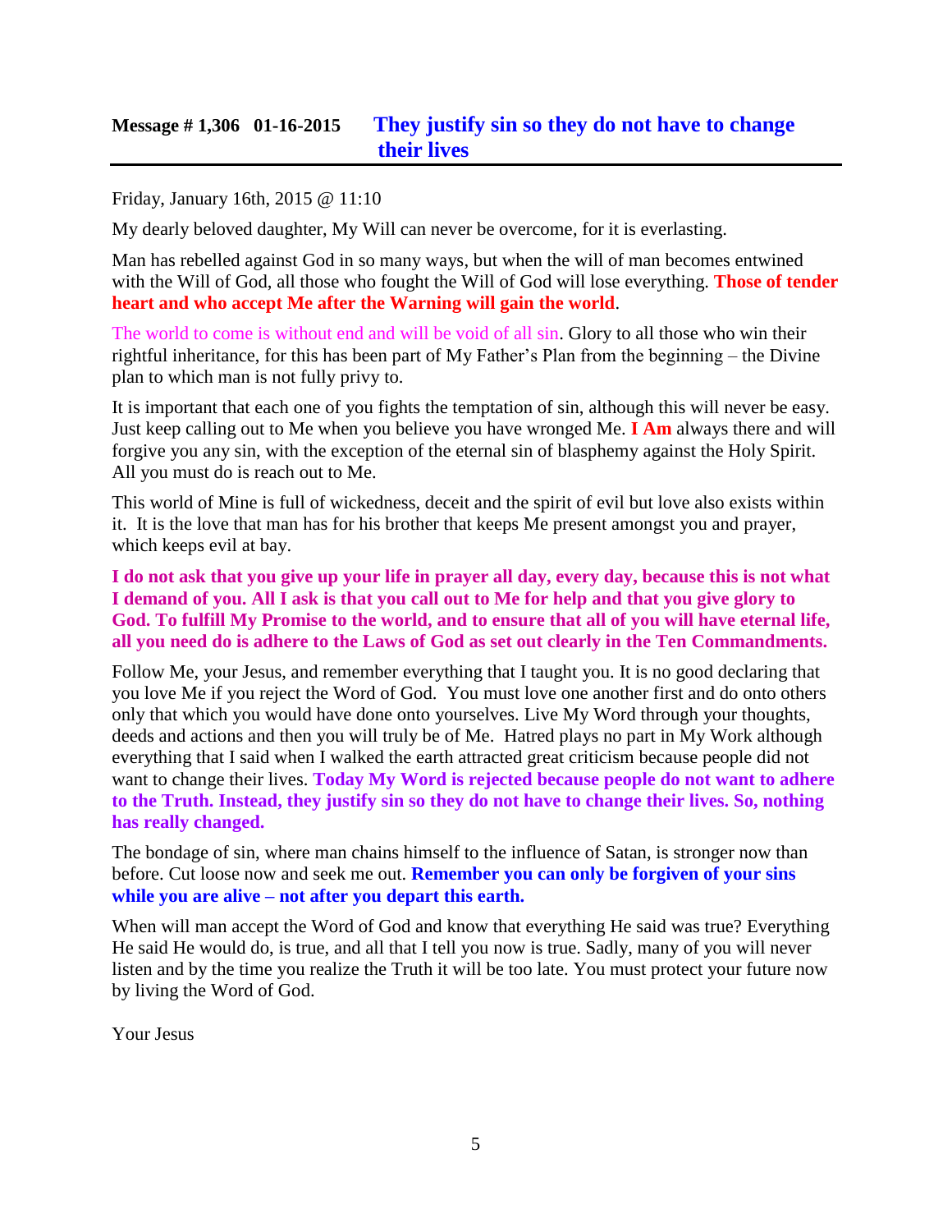## Message # 1,306 01-16-2015 They justify sin so they do not have to change their lives

Friday, January 16th, 2015 @ 11:10

My dearly beloved daughter, My Will can never be overcome, for it is everlasting.

Man has rebelled against God in so many ways, but when the will of man becomes entwined with the Will of God, all those who fought the Will of God will lose everything. **Those of tender heart and who accept Me after the Warning will gain the world**.

The world to come is without end and will be void of all sin. Glory to all those who win their rightful inheritance, for this has been part of My Father's Plan from the beginning – the Divine plan to which man is not fully privy to.

It is important that each one of you fights the temptation of sin, although this will never be easy. Just keep calling out to Me when you believe you have wronged Me. **I Am** always there and will forgive you any sin, with the exception of the eternal sin of blasphemy against the Holy Spirit. All you must do is reach out to Me.

This world of Mine is full of wickedness, deceit and the spirit of evil but love also exists within it. It is the love that man has for his brother that keeps Me present amongst you and prayer, which keeps evil at bay.

**I do not ask that you give up your life in prayer all day, every day, because this is not what I demand of you. All I ask is that you call out to Me for help and that you give glory to God. To fulfill My Promise to the world, and to ensure that all of you will have eternal life, all you need do is adhere to the Laws of God as set out clearly in the Ten Commandments.**

Follow Me, your Jesus, and remember everything that I taught you. It is no good declaring that you love Me if you reject the Word of God. You must love one another first and do onto others only that which you would have done onto yourselves. Live My Word through your thoughts, deeds and actions and then you will truly be of Me. Hatred plays no part in My Work although everything that I said when I walked the earth attracted great criticism because people did not want to change their lives. **Today My Word is rejected because people do not want to adhere to the Truth. Instead, they justify sin so they do not have to change their lives. So, nothing has really changed.**

The bondage of sin, where man chains himself to the influence of Satan, is stronger now than before. Cut loose now and seek me out. **Remember you can only be forgiven of your sins while you are alive – not after you depart this earth.**

When will man accept the Word of God and know that everything He said was true? Everything He said He would do, is true, and all that I tell you now is true. Sadly, many of you will never listen and by the time you realize the Truth it will be too late. You must protect your future now by living the Word of God.

Your Jesus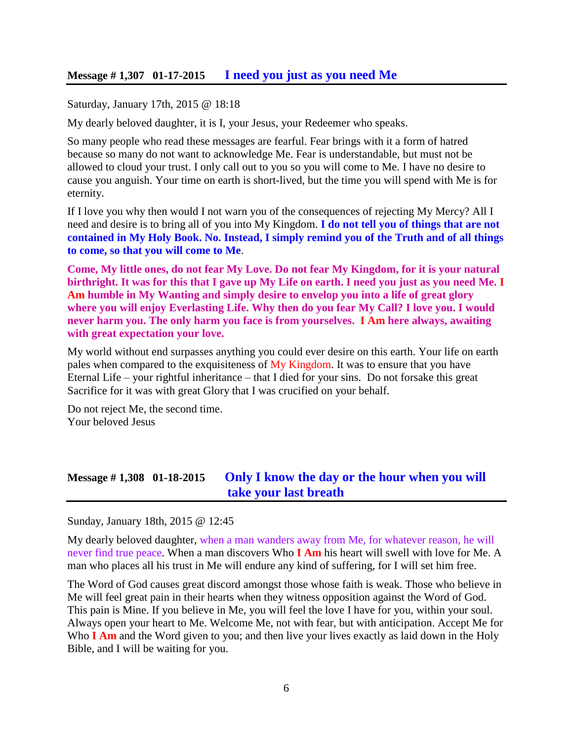## Message # 1,307 01-17-2015 I need you just as you need Me

Saturday, January 17th, 2015 @ 18:18

My dearly beloved daughter, it is I, your Jesus, your Redeemer who speaks.

So many people who read these messages are fearful. Fear brings with it a form of hatred because so many do not want to acknowledge Me. Fear is understandable, but must not be allowed to cloud your trust. I only call out to you so you will come to Me. I have no desire to cause you anguish. Your time on earth is short-lived, but the time you will spend with Me is for eternity.

If I love you why then would I not warn you of the consequences of rejecting My Mercy? All I need and desire is to bring all of you into My Kingdom. **I do not tell you of things that are not contained in My Holy Book. No. Instead, I simply remind you of the Truth and of all things to come, so that you will come to Me**.

**Come, My little ones, do not fear My Love. Do not fear My Kingdom, for it is your natural birthright. It was for this that I gave up My Life on earth. I need you just as you need Me. I Am humble in My Wanting and simply desire to envelop you into a life of great glory where you will enjoy Everlasting Life. Why then do you fear My Call? I love you. I would never harm you. The only harm you face is from yourselves. I Am here always, awaiting with great expectation your love.**

My world without end surpasses anything you could ever desire on this earth. Your life on earth pales when compared to the exquisiteness of My Kingdom. It was to ensure that you have Eternal Life – your rightful inheritance – that I died for your sins. Do not forsake this great Sacrifice for it was with great Glory that I was crucified on your behalf.

Do not reject Me, the second time.
Your beloved Jesus

## Message # 1,308 01-18-2015 Only I know the day or the hour when you will take your last breath

Sunday, January 18th, 2015 @ 12:45

My dearly beloved daughter, when a man wanders away from Me, for whatever reason, he will never find true peace. When a man discovers Who **I Am** his heart will swell with love for Me. A man who places all his trust in Me will endure any kind of suffering, for I will set him free.

The Word of God causes great discord amongst those whose faith is weak. Those who believe in Me will feel great pain in their hearts when they witness opposition against the Word of God. This pain is Mine. If you believe in Me, you will feel the love I have for you, within your soul. Always open your heart to Me. Welcome Me, not with fear, but with anticipation. Accept Me for Who **I Am** and the Word given to you; and then live your lives exactly as laid down in the Holy Bible, and I will be waiting for you.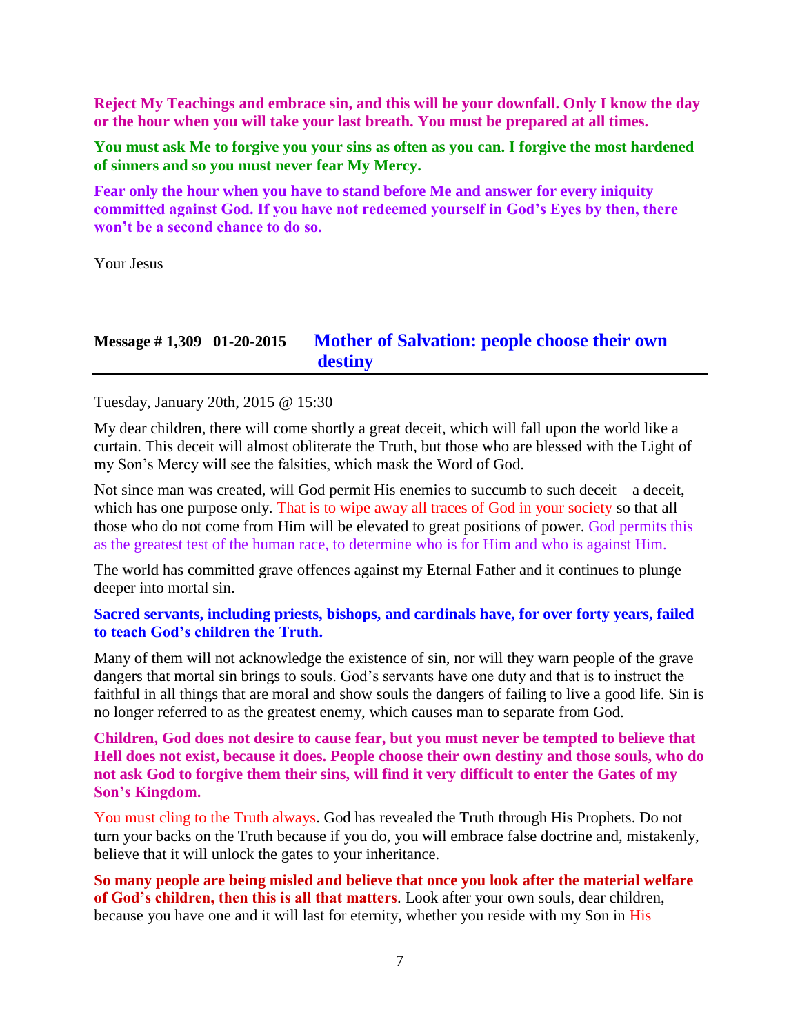**Reject My Teachings and embrace sin, and this will be your downfall. Only I know the day or the hour when you will take your last breath. You must be prepared at all times.**

**You must ask Me to forgive you your sins as often as you can. I forgive the most hardened of sinners and so you must never fear My Mercy.**

**Fear only the hour when you have to stand before Me and answer for every iniquity committed against God. If you have not redeemed yourself in God's Eyes by then, there won't be a second chance to do so.**

Your Jesus

## Message # 1,309 01-20-2015 Mother of Salvation: people choose their own destiny

Tuesday, January 20th, 2015 @ 15:30

My dear children, there will come shortly a great deceit, which will fall upon the world like a curtain. This deceit will almost obliterate the Truth, but those who are blessed with the Light of my Son's Mercy will see the falsities, which mask the Word of God.

Not since man was created, will God permit His enemies to succumb to such deceit – a deceit, which has one purpose only. That is to wipe away all traces of God in your society so that all those who do not come from Him will be elevated to great positions of power. God permits this as the greatest test of the human race, to determine who is for Him and who is against Him.

The world has committed grave offences against my Eternal Father and it continues to plunge deeper into mortal sin.

**Sacred servants, including priests, bishops, and cardinals have, for over forty years, failed to teach God's children the Truth.**

Many of them will not acknowledge the existence of sin, nor will they warn people of the grave dangers that mortal sin brings to souls. God's servants have one duty and that is to instruct the faithful in all things that are moral and show souls the dangers of failing to live a good life. Sin is no longer referred to as the greatest enemy, which causes man to separate from God.

**Children, God does not desire to cause fear, but you must never be tempted to believe that Hell does not exist, because it does. People choose their own destiny and those souls, who do not ask God to forgive them their sins, will find it very difficult to enter the Gates of my Son's Kingdom.**

You must cling to the Truth always. God has revealed the Truth through His Prophets. Do not turn your backs on the Truth because if you do, you will embrace false doctrine and, mistakenly, believe that it will unlock the gates to your inheritance.

**So many people are being misled and believe that once you look after the material welfare of God's children, then this is all that matters**. Look after your own souls, dear children, because you have one and it will last for eternity, whether you reside with my Son in His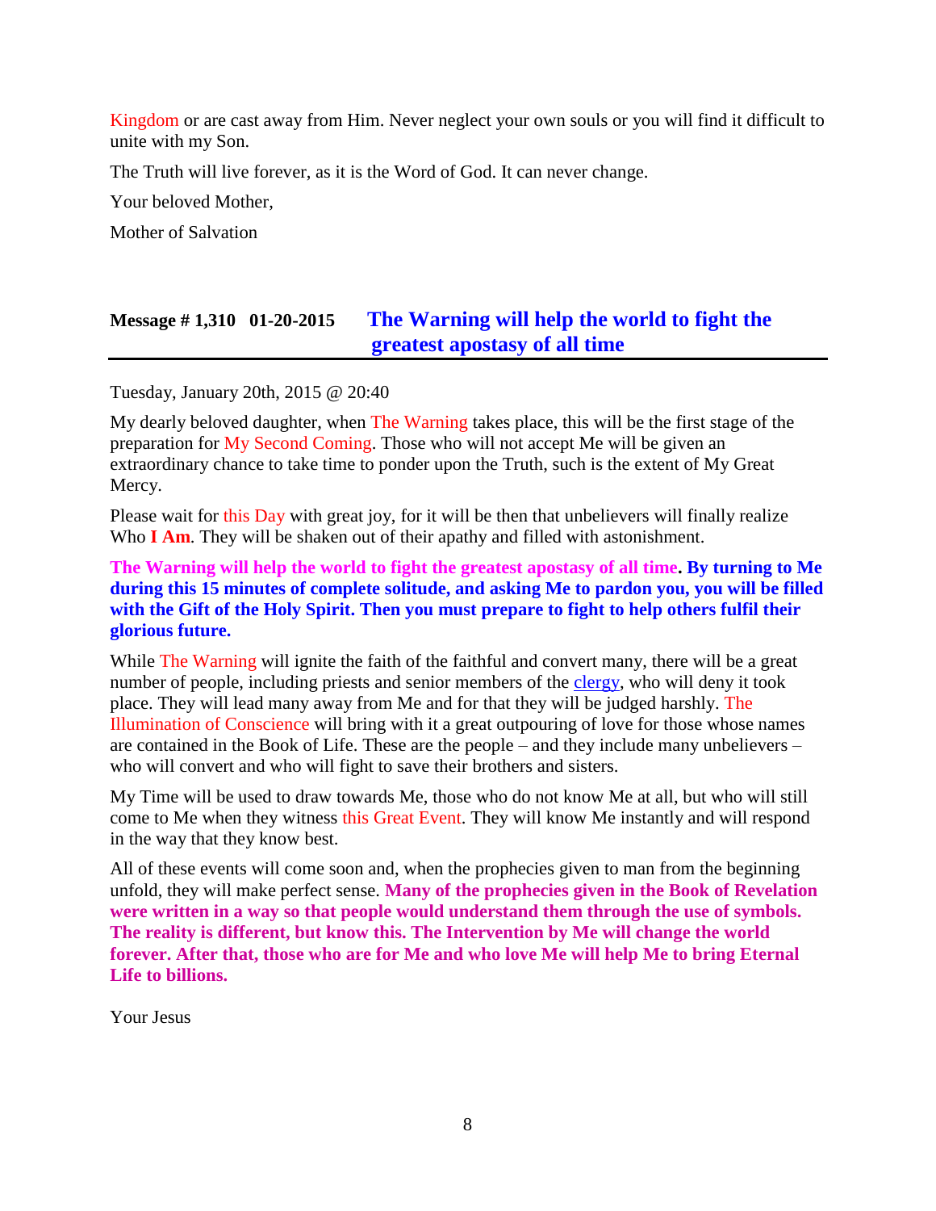Kingdom or are cast away from Him. Never neglect your own souls or you will find it difficult to unite with my Son.

The Truth will live forever, as it is the Word of God. It can never change.

Your beloved Mother,

Mother of Salvation

## Message # 1,310 01-20-2015 The Warning will help the world to fight the greatest apostasy of all time

Tuesday, January 20th, 2015 @ 20:40

My dearly beloved daughter, when The Warning takes place, this will be the first stage of the preparation for My Second Coming. Those who will not accept Me will be given an extraordinary chance to take time to ponder upon the Truth, such is the extent of My Great Mercy.

Please wait for this Day with great joy, for it will be then that unbelievers will finally realize Who **I Am**. They will be shaken out of their apathy and filled with astonishment.

**The Warning will help the world to fight the greatest apostasy of all time. By turning to Me during this 15 minutes of complete solitude, and asking Me to pardon you, you will be filled with the Gift of the Holy Spirit. Then you must prepare to fight to help others fulfil their glorious future.**

While The Warning will ignite the faith of the faithful and convert many, there will be a great number of people, including priests and senior members of the clergy, who will deny it took place. They will lead many away from Me and for that they will be judged harshly. The Illumination of Conscience will bring with it a great outpouring of love for those whose names are contained in the Book of Life. These are the people – and they include many unbelievers – who will convert and who will fight to save their brothers and sisters.

My Time will be used to draw towards Me, those who do not know Me at all, but who will still come to Me when they witness this Great Event. They will know Me instantly and will respond in the way that they know best.

All of these events will come soon and, when the prophecies given to man from the beginning unfold, they will make perfect sense. **Many of the prophecies given in the Book of Revelation were written in a way so that people would understand them through the use of symbols. The reality is different, but know this. The Intervention by Me will change the world forever. After that, those who are for Me and who love Me will help Me to bring Eternal Life to billions.**

Your Jesus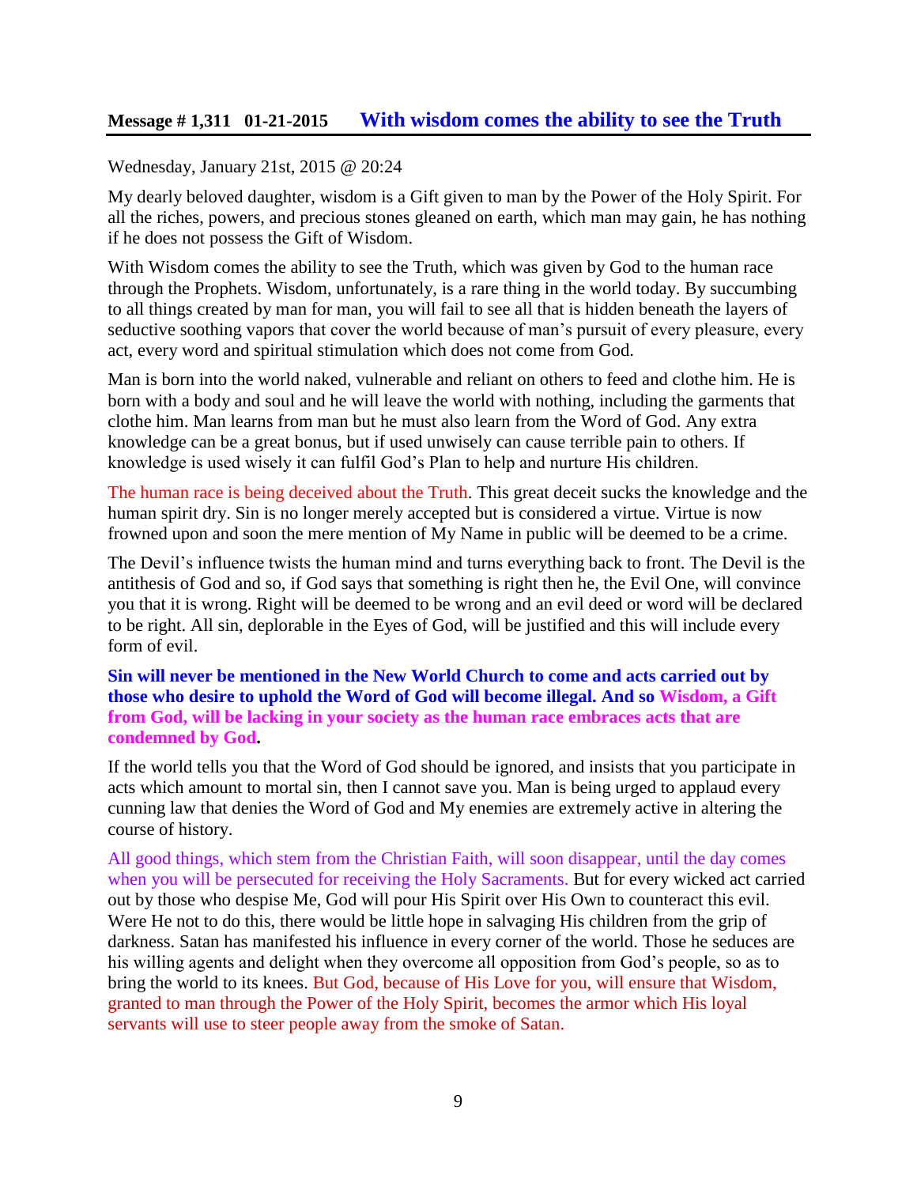## Message # 1,311 01-21-2015 With wisdom comes the ability to see the Truth

Wednesday, January 21st, 2015 @ 20:24

My dearly beloved daughter, wisdom is a Gift given to man by the Power of the Holy Spirit. For all the riches, powers, and precious stones gleaned on earth, which man may gain, he has nothing if he does not possess the Gift of Wisdom.

With Wisdom comes the ability to see the Truth, which was given by God to the human race through the Prophets. Wisdom, unfortunately, is a rare thing in the world today. By succumbing to all things created by man for man, you will fail to see all that is hidden beneath the layers of seductive soothing vapors that cover the world because of man's pursuit of every pleasure, every act, every word and spiritual stimulation which does not come from God.

Man is born into the world naked, vulnerable and reliant on others to feed and clothe him. He is born with a body and soul and he will leave the world with nothing, including the garments that clothe him. Man learns from man but he must also learn from the Word of God. Any extra knowledge can be a great bonus, but if used unwisely can cause terrible pain to others. If knowledge is used wisely it can fulfil God's Plan to help and nurture His children.

The human race is being deceived about the Truth. This great deceit sucks the knowledge and the human spirit dry. Sin is no longer merely accepted but is considered a virtue. Virtue is now frowned upon and soon the mere mention of My Name in public will be deemed to be a crime.

The Devil's influence twists the human mind and turns everything back to front. The Devil is the antithesis of God and so, if God says that something is right then he, the Evil One, will convince you that it is wrong. Right will be deemed to be wrong and an evil deed or word will be declared to be right. All sin, deplorable in the Eyes of God, will be justified and this will include every form of evil.

**Sin will never be mentioned in the New World Church to come and acts carried out by those who desire to uphold the Word of God will become illegal. And so Wisdom, a Gift from God, will be lacking in your society as the human race embraces acts that are condemned by God.**

If the world tells you that the Word of God should be ignored, and insists that you participate in acts which amount to mortal sin, then I cannot save you. Man is being urged to applaud every cunning law that denies the Word of God and My enemies are extremely active in altering the course of history.

All good things, which stem from the Christian Faith, will soon disappear, until the day comes when you will be persecuted for receiving the Holy Sacraments. But for every wicked act carried out by those who despise Me, God will pour His Spirit over His Own to counteract this evil. Were He not to do this, there would be little hope in salvaging His children from the grip of darkness. Satan has manifested his influence in every corner of the world. Those he seduces are his willing agents and delight when they overcome all opposition from God's people, so as to bring the world to its knees. But God, because of His Love for you, will ensure that Wisdom, granted to man through the Power of the Holy Spirit, becomes the armor which His loyal servants will use to steer people away from the smoke of Satan.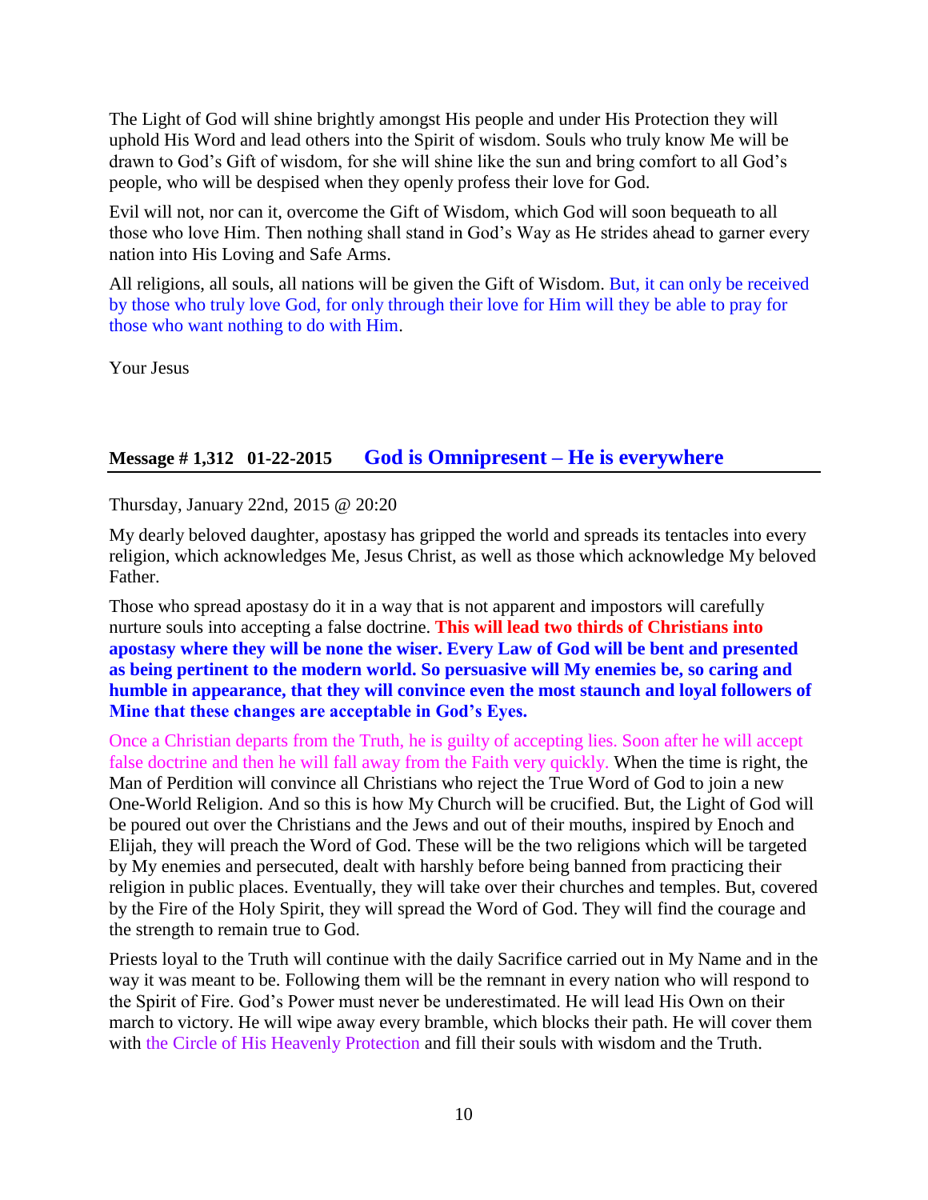The Light of God will shine brightly amongst His people and under His Protection they will uphold His Word and lead others into the Spirit of wisdom. Souls who truly know Me will be drawn to God's Gift of wisdom, for she will shine like the sun and bring comfort to all God's people, who will be despised when they openly profess their love for God.

Evil will not, nor can it, overcome the Gift of Wisdom, which God will soon bequeath to all those who love Him. Then nothing shall stand in God's Way as He strides ahead to garner every nation into His Loving and Safe Arms.

All religions, all souls, all nations will be given the Gift of Wisdom. But, it can only be received by those who truly love God, for only through their love for Him will they be able to pray for those who want nothing to do with Him.

Your Jesus

## Message # 1,312 01-22-2015 God is Omnipresent – He is everywhere

Thursday, January 22nd, 2015 @ 20:20

My dearly beloved daughter, apostasy has gripped the world and spreads its tentacles into every religion, which acknowledges Me, Jesus Christ, as well as those which acknowledge My beloved Father.

Those who spread apostasy do it in a way that is not apparent and impostors will carefully nurture souls into accepting a false doctrine. **This will lead two thirds of Christians into apostasy where they will be none the wiser. Every Law of God will be bent and presented as being pertinent to the modern world. So persuasive will My enemies be, so caring and humble in appearance, that they will convince even the most staunch and loyal followers of Mine that these changes are acceptable in God's Eyes.**

Once a Christian departs from the Truth, he is guilty of accepting lies. Soon after he will accept false doctrine and then he will fall away from the Faith very quickly. When the time is right, the Man of Perdition will convince all Christians who reject the True Word of God to join a new One-World Religion. And so this is how My Church will be crucified. But, the Light of God will be poured out over the Christians and the Jews and out of their mouths, inspired by Enoch and Elijah, they will preach the Word of God. These will be the two religions which will be targeted by My enemies and persecuted, dealt with harshly before being banned from practicing their religion in public places. Eventually, they will take over their churches and temples. But, covered by the Fire of the Holy Spirit, they will spread the Word of God. They will find the courage and the strength to remain true to God.

Priests loyal to the Truth will continue with the daily Sacrifice carried out in My Name and in the way it was meant to be. Following them will be the remnant in every nation who will respond to the Spirit of Fire. God's Power must never be underestimated. He will lead His Own on their march to victory. He will wipe away every bramble, which blocks their path. He will cover them with the Circle of His Heavenly Protection and fill their souls with wisdom and the Truth.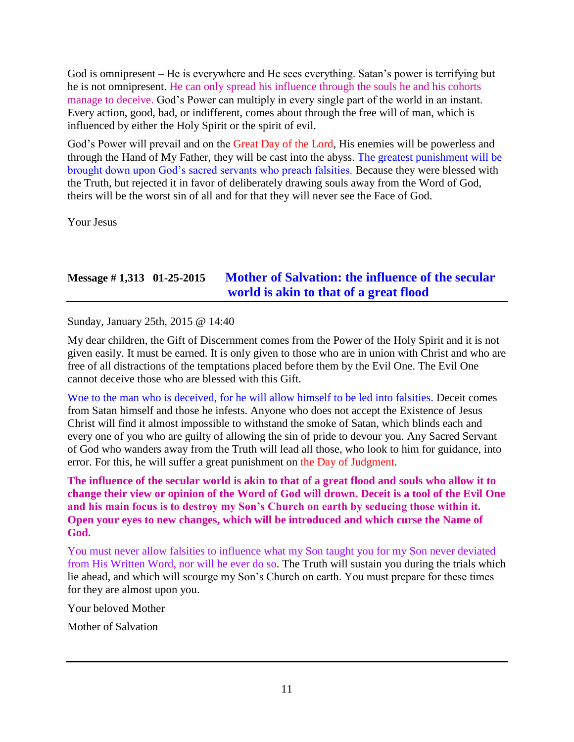God is omnipresent – He is everywhere and He sees everything. Satan's power is terrifying but he is not omnipresent. He can only spread his influence through the souls he and his cohorts manage to deceive. God's Power can multiply in every single part of the world in an instant. Every action, good, bad, or indifferent, comes about through the free will of man, which is influenced by either the Holy Spirit or the spirit of evil.

God's Power will prevail and on the Great Day of the Lord, His enemies will be powerless and through the Hand of My Father, they will be cast into the abyss. The greatest punishment will be brought down upon God's sacred servants who preach falsities. Because they were blessed with the Truth, but rejected it in favor of deliberately drawing souls away from the Word of God, theirs will be the worst sin of all and for that they will never see the Face of God.

Your Jesus

## Message # 1,313 01-25-2015 Mother of Salvation: the influence of the secular world is akin to that of a great flood

Sunday, January 25th, 2015 @ 14:40

My dear children, the Gift of Discernment comes from the Power of the Holy Spirit and it is not given easily. It must be earned. It is only given to those who are in union with Christ and who are free of all distractions of the temptations placed before them by the Evil One. The Evil One cannot deceive those who are blessed with this Gift.

Woe to the man who is deceived, for he will allow himself to be led into falsities. Deceit comes from Satan himself and those he infests. Anyone who does not accept the Existence of Jesus Christ will find it almost impossible to withstand the smoke of Satan, which blinds each and every one of you who are guilty of allowing the sin of pride to devour you. Any Sacred Servant of God who wanders away from the Truth will lead all those, who look to him for guidance, into error. For this, he will suffer a great punishment on the Day of Judgment.

**The influence of the secular world is akin to that of a great flood and souls who allow it to change their view or opinion of the Word of God will drown. Deceit is a tool of the Evil One and his main focus is to destroy my Son's Church on earth by seducing those within it. Open your eyes to new changes, which will be introduced and which curse the Name of God.**

You must never allow falsities to influence what my Son taught you for my Son never deviated from His Written Word, nor will he ever do so. The Truth will sustain you during the trials which lie ahead, and which will scourge my Son's Church on earth. You must prepare for these times for they are almost upon you.

Your beloved Mother

Mother of Salvation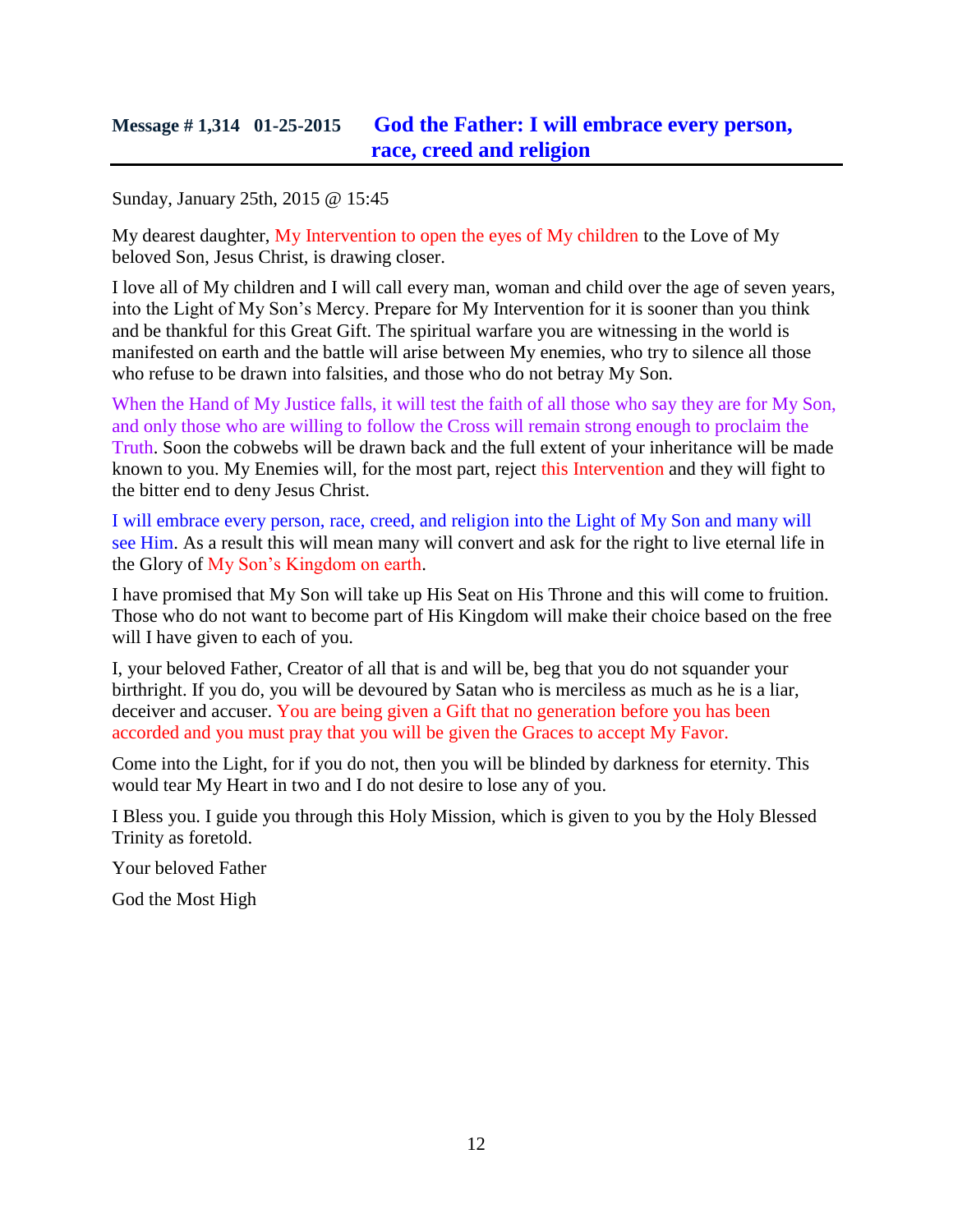## Message # 1,314 01-25-2015 God the Father: I will embrace every person, race, creed and religion

Sunday, January 25th, 2015 @ 15:45

My dearest daughter, My Intervention to open the eyes of My children to the Love of My beloved Son, Jesus Christ, is drawing closer.

I love all of My children and I will call every man, woman and child over the age of seven years, into the Light of My Son's Mercy. Prepare for My Intervention for it is sooner than you think and be thankful for this Great Gift. The spiritual warfare you are witnessing in the world is manifested on earth and the battle will arise between My enemies, who try to silence all those who refuse to be drawn into falsities, and those who do not betray My Son.

When the Hand of My Justice falls, it will test the faith of all those who say they are for My Son, and only those who are willing to follow the Cross will remain strong enough to proclaim the Truth. Soon the cobwebs will be drawn back and the full extent of your inheritance will be made known to you. My Enemies will, for the most part, reject this Intervention and they will fight to the bitter end to deny Jesus Christ.

I will embrace every person, race, creed, and religion into the Light of My Son and many will see Him. As a result this will mean many will convert and ask for the right to live eternal life in the Glory of My Son's Kingdom on earth.

I have promised that My Son will take up His Seat on His Throne and this will come to fruition. Those who do not want to become part of His Kingdom will make their choice based on the free will I have given to each of you.

I, your beloved Father, Creator of all that is and will be, beg that you do not squander your birthright. If you do, you will be devoured by Satan who is merciless as much as he is a liar, deceiver and accuser. You are being given a Gift that no generation before you has been accorded and you must pray that you will be given the Graces to accept My Favor.

Come into the Light, for if you do not, then you will be blinded by darkness for eternity. This would tear My Heart in two and I do not desire to lose any of you.

I Bless you. I guide you through this Holy Mission, which is given to you by the Holy Blessed Trinity as foretold.

Your beloved Father

God the Most High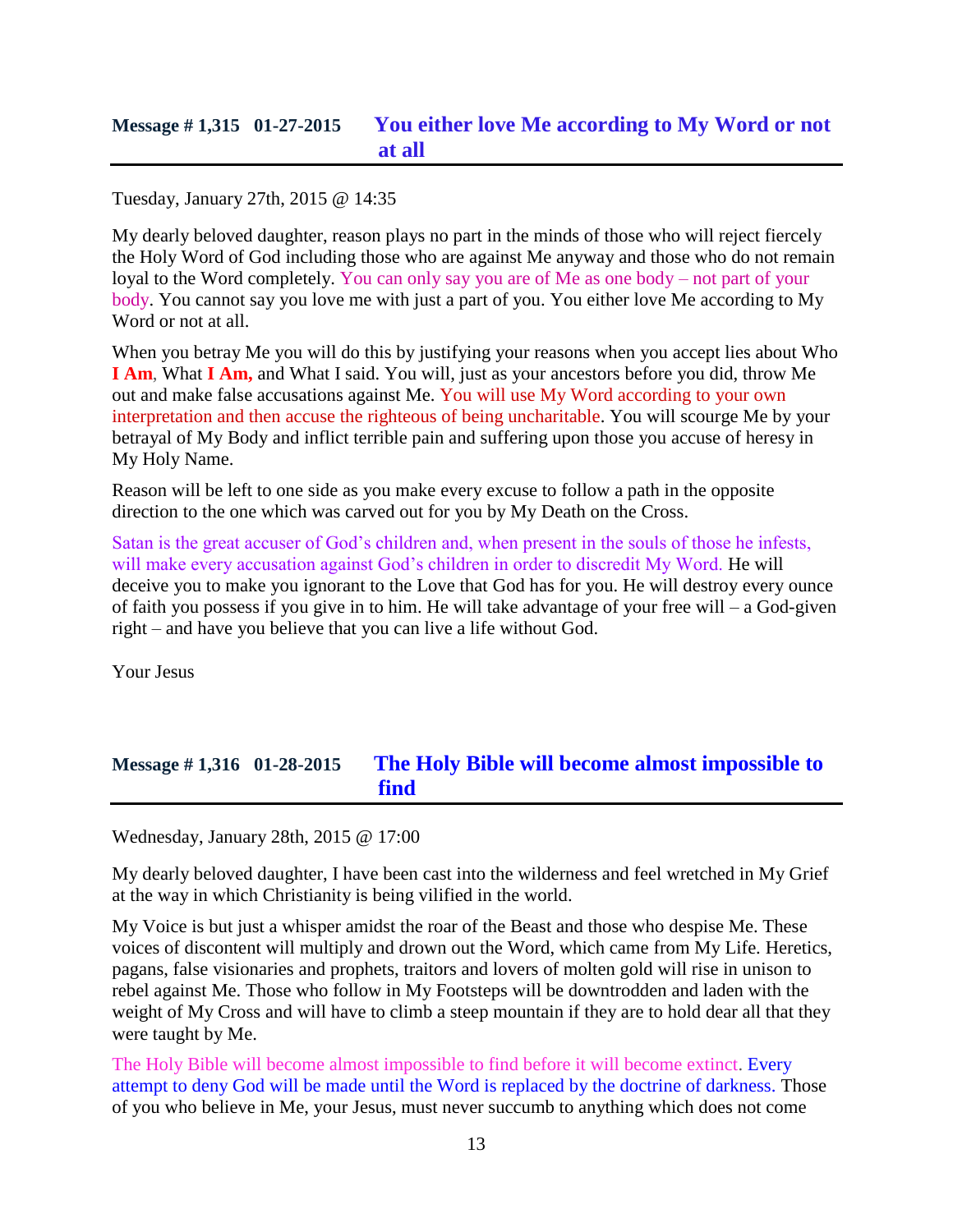## Message # 1,315 01-27-2015 You either love Me according to My Word or not at all

Tuesday, January 27th, 2015 @ 14:35

My dearly beloved daughter, reason plays no part in the minds of those who will reject fiercely the Holy Word of God including those who are against Me anyway and those who do not remain loyal to the Word completely. You can only say you are of Me as one body – not part of your body. You cannot say you love me with just a part of you. You either love Me according to My Word or not at all.

When you betray Me you will do this by justifying your reasons when you accept lies about Who **I Am**, What **I Am,** and What I said. You will, just as your ancestors before you did, throw Me out and make false accusations against Me. You will use My Word according to your own interpretation and then accuse the righteous of being uncharitable. You will scourge Me by your betrayal of My Body and inflict terrible pain and suffering upon those you accuse of heresy in My Holy Name.

Reason will be left to one side as you make every excuse to follow a path in the opposite direction to the one which was carved out for you by My Death on the Cross.

Satan is the great accuser of God's children and, when present in the souls of those he infests, will make every accusation against God's children in order to discredit My Word. He will deceive you to make you ignorant to the Love that God has for you. He will destroy every ounce of faith you possess if you give in to him. He will take advantage of your free will – a God-given right – and have you believe that you can live a life without God.

Your Jesus

## Message # 1,316 01-28-2015 The Holy Bible will become almost impossible to find

Wednesday, January 28th, 2015 @ 17:00

My dearly beloved daughter, I have been cast into the wilderness and feel wretched in My Grief at the way in which Christianity is being vilified in the world.

My Voice is but just a whisper amidst the roar of the Beast and those who despise Me. These voices of discontent will multiply and drown out the Word, which came from My Life. Heretics, pagans, false visionaries and prophets, traitors and lovers of molten gold will rise in unison to rebel against Me. Those who follow in My Footsteps will be downtrodden and laden with the weight of My Cross and will have to climb a steep mountain if they are to hold dear all that they were taught by Me.

The Holy Bible will become almost impossible to find before it will become extinct. Every attempt to deny God will be made until the Word is replaced by the doctrine of darkness. Those of you who believe in Me, your Jesus, must never succumb to anything which does not come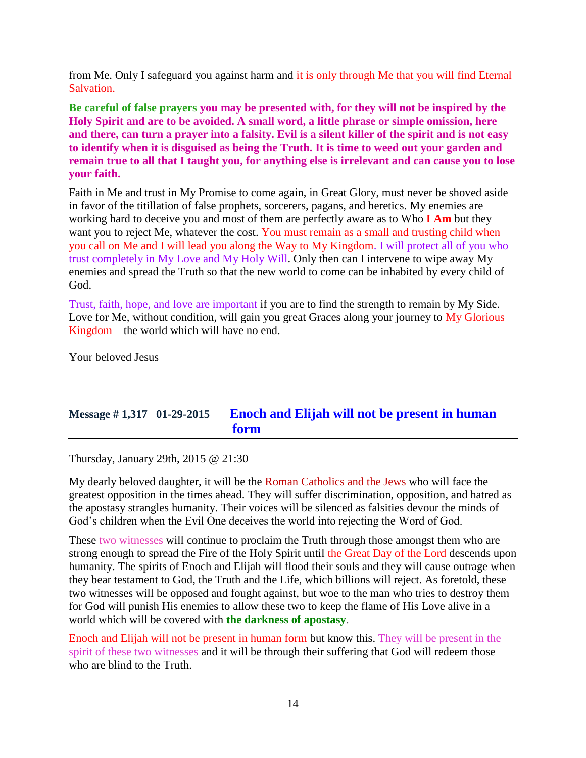from Me. Only I safeguard you against harm and it is only through Me that you will find Eternal Salvation.

**Be careful of false prayers you may be presented with, for they will not be inspired by the Holy Spirit and are to be avoided. A small word, a little phrase or simple omission, here and there, can turn a prayer into a falsity. Evil is a silent killer of the spirit and is not easy to identify when it is disguised as being the Truth. It is time to weed out your garden and remain true to all that I taught you, for anything else is irrelevant and can cause you to lose your faith.**

Faith in Me and trust in My Promise to come again, in Great Glory, must never be shoved aside in favor of the titillation of false prophets, sorcerers, pagans, and heretics. My enemies are working hard to deceive you and most of them are perfectly aware as to Who **I Am** but they want you to reject Me, whatever the cost. You must remain as a small and trusting child when you call on Me and I will lead you along the Way to My Kingdom. I will protect all of you who trust completely in My Love and My Holy Will. Only then can I intervene to wipe away My enemies and spread the Truth so that the new world to come can be inhabited by every child of God.

Trust, faith, hope, and love are important if you are to find the strength to remain by My Side. Love for Me, without condition, will gain you great Graces along your journey to My Glorious Kingdom – the world which will have no end.

Your beloved Jesus

## Message # 1,317 01-29-2015 Enoch and Elijah will not be present in human form

Thursday, January 29th, 2015 @ 21:30

My dearly beloved daughter, it will be the Roman Catholics and the Jews who will face the greatest opposition in the times ahead. They will suffer discrimination, opposition, and hatred as the apostasy strangles humanity. Their voices will be silenced as falsities devour the minds of God's children when the Evil One deceives the world into rejecting the Word of God.

These two witnesses will continue to proclaim the Truth through those amongst them who are strong enough to spread the Fire of the Holy Spirit until the Great Day of the Lord descends upon humanity. The spirits of Enoch and Elijah will flood their souls and they will cause outrage when they bear testament to God, the Truth and the Life, which billions will reject. As foretold, these two witnesses will be opposed and fought against, but woe to the man who tries to destroy them for God will punish His enemies to allow these two to keep the flame of His Love alive in a world which will be covered with **the darkness of apostasy**.

Enoch and Elijah will not be present in human form but know this. They will be present in the spirit of these two witnesses and it will be through their suffering that God will redeem those who are blind to the Truth.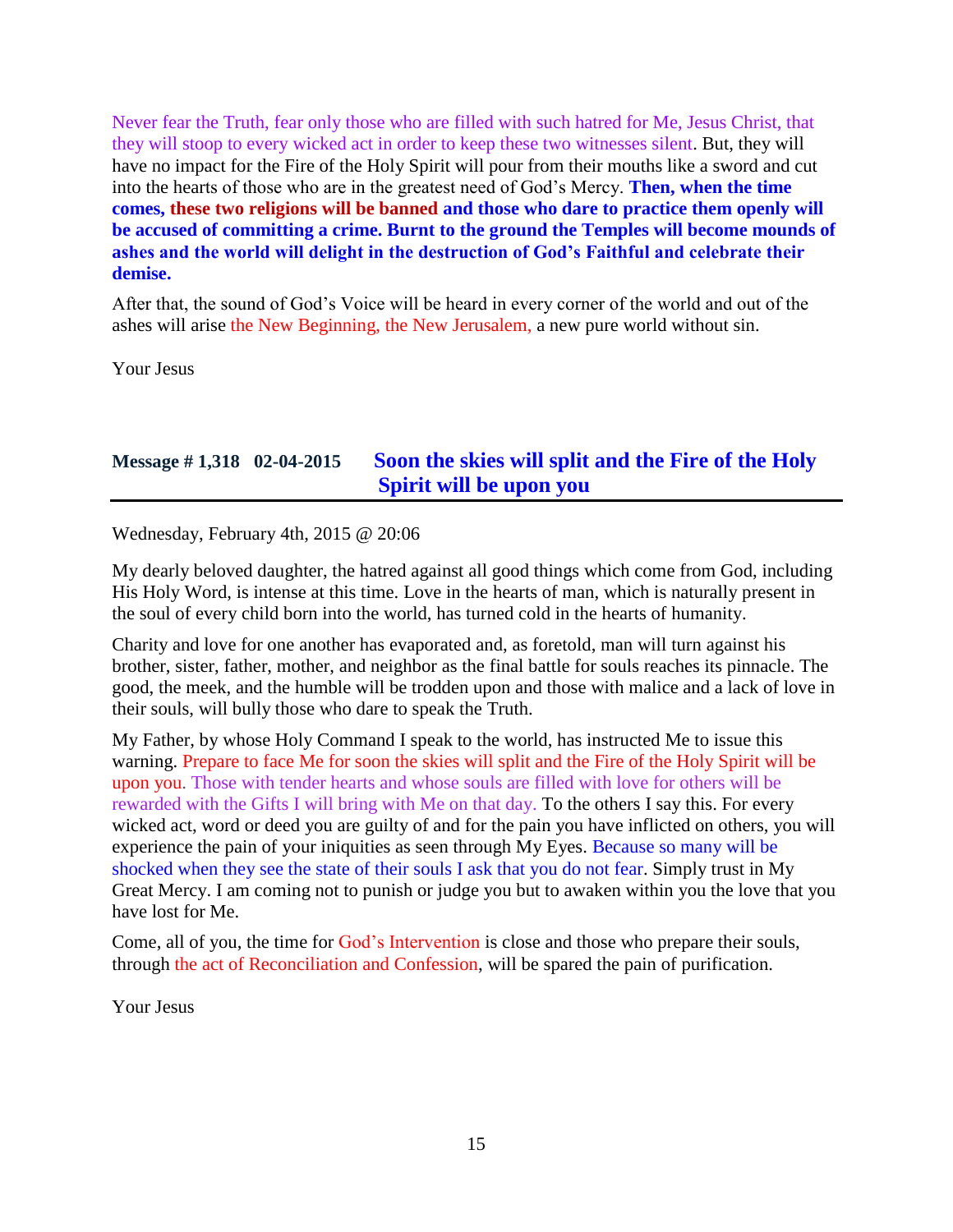Never fear the Truth, fear only those who are filled with such hatred for Me, Jesus Christ, that they will stoop to every wicked act in order to keep these two witnesses silent. But, they will have no impact for the Fire of the Holy Spirit will pour from their mouths like a sword and cut into the hearts of those who are in the greatest need of God's Mercy. **Then, when the time comes, these two religions will be banned and those who dare to practice them openly will be accused of committing a crime. Burnt to the ground the Temples will become mounds of ashes and the world will delight in the destruction of God's Faithful and celebrate their demise.**

After that, the sound of God's Voice will be heard in every corner of the world and out of the ashes will arise the New Beginning, the New Jerusalem, a new pure world without sin.

Your Jesus

## Message # 1,318 02-04-2015 Soon the skies will split and the Fire of the Holy Spirit will be upon you

Wednesday, February 4th, 2015 @ 20:06

My dearly beloved daughter, the hatred against all good things which come from God, including His Holy Word, is intense at this time. Love in the hearts of man, which is naturally present in the soul of every child born into the world, has turned cold in the hearts of humanity.

Charity and love for one another has evaporated and, as foretold, man will turn against his brother, sister, father, mother, and neighbor as the final battle for souls reaches its pinnacle. The good, the meek, and the humble will be trodden upon and those with malice and a lack of love in their souls, will bully those who dare to speak the Truth.

My Father, by whose Holy Command I speak to the world, has instructed Me to issue this warning. Prepare to face Me for soon the skies will split and the Fire of the Holy Spirit will be upon you. Those with tender hearts and whose souls are filled with love for others will be rewarded with the Gifts I will bring with Me on that day. To the others I say this. For every wicked act, word or deed you are guilty of and for the pain you have inflicted on others, you will experience the pain of your iniquities as seen through My Eyes. Because so many will be shocked when they see the state of their souls I ask that you do not fear. Simply trust in My Great Mercy. I am coming not to punish or judge you but to awaken within you the love that you have lost for Me.

Come, all of you, the time for God's Intervention is close and those who prepare their souls, through the act of Reconciliation and Confession, will be spared the pain of purification.

Your Jesus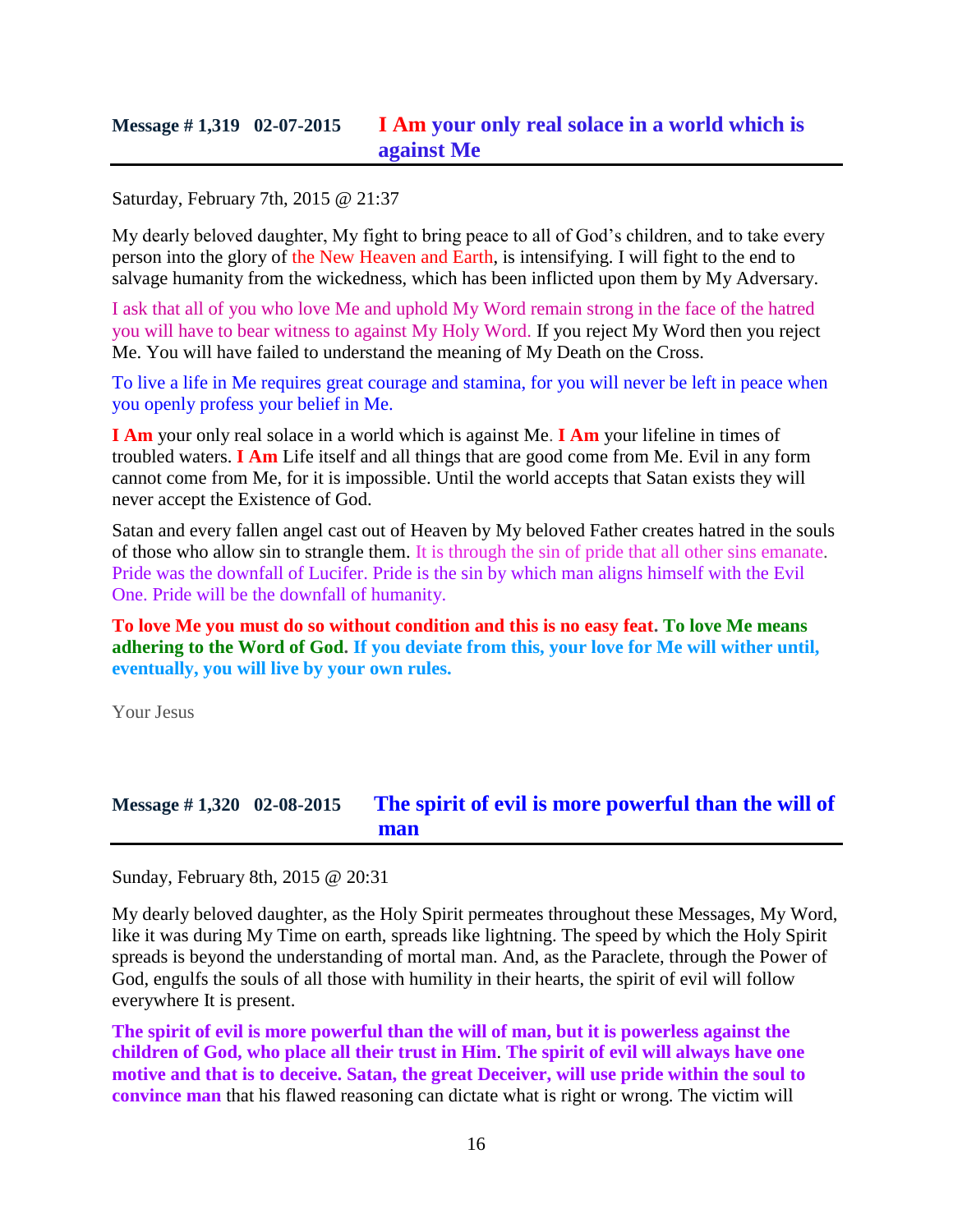## Message # 1,319 02-07-2015 I Am your only real solace in a world which is against Me

Saturday, February 7th, 2015 @ 21:37

My dearly beloved daughter, My fight to bring peace to all of God's children, and to take every person into the glory of the New Heaven and Earth, is intensifying. I will fight to the end to salvage humanity from the wickedness, which has been inflicted upon them by My Adversary.

I ask that all of you who love Me and uphold My Word remain strong in the face of the hatred you will have to bear witness to against My Holy Word. If you reject My Word then you reject Me. You will have failed to understand the meaning of My Death on the Cross.

To live a life in Me requires great courage and stamina, for you will never be left in peace when you openly profess your belief in Me.

**I Am** your only real solace in a world which is against Me. **I Am** your lifeline in times of troubled waters. **I Am** Life itself and all things that are good come from Me. Evil in any form cannot come from Me, for it is impossible. Until the world accepts that Satan exists they will never accept the Existence of God.

Satan and every fallen angel cast out of Heaven by My beloved Father creates hatred in the souls of those who allow sin to strangle them. It is through the sin of pride that all other sins emanate. Pride was the downfall of Lucifer. Pride is the sin by which man aligns himself with the Evil One. Pride will be the downfall of humanity.

**To love Me you must do so without condition and this is no easy feat. To love Me means adhering to the Word of God. If you deviate from this, your love for Me will wither until, eventually, you will live by your own rules.**

Your Jesus

## Message # 1,320 02-08-2015 The spirit of evil is more powerful than the will of man

Sunday, February 8th, 2015 @ 20:31

My dearly beloved daughter, as the Holy Spirit permeates throughout these Messages, My Word, like it was during My Time on earth, spreads like lightning. The speed by which the Holy Spirit spreads is beyond the understanding of mortal man. And, as the Paraclete, through the Power of God, engulfs the souls of all those with humility in their hearts, the spirit of evil will follow everywhere It is present.

**The spirit of evil is more powerful than the will of man, but it is powerless against the children of God, who place all their trust in Him. The spirit of evil will always have one motive and that is to deceive. Satan, the great Deceiver, will use pride within the soul to convince man** that his flawed reasoning can dictate what is right or wrong. The victim will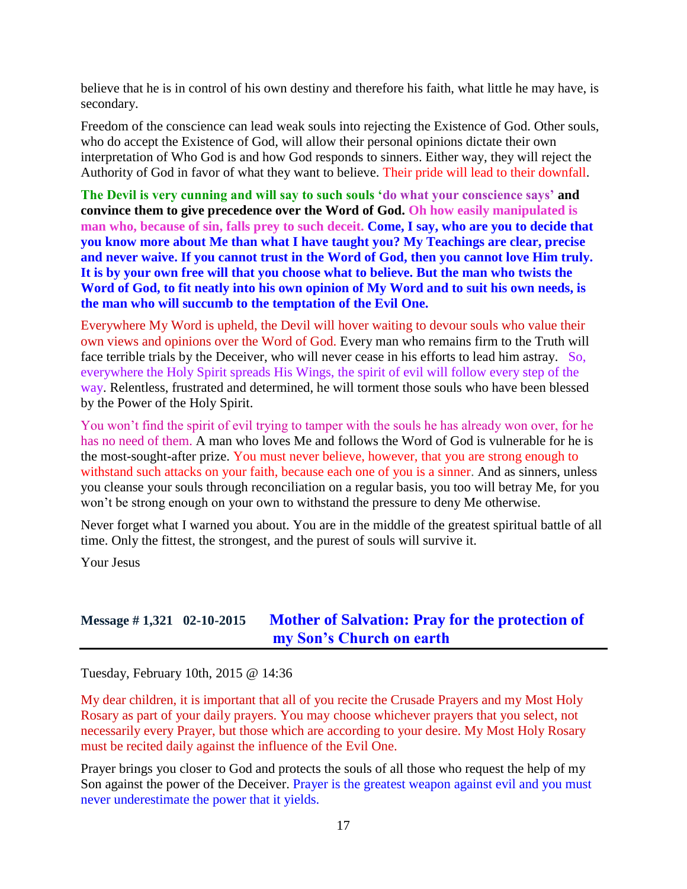believe that he is in control of his own destiny and therefore his faith, what little he may have, is secondary.

Freedom of the conscience can lead weak souls into rejecting the Existence of God. Other souls, who do accept the Existence of God, will allow their personal opinions dictate their own interpretation of Who God is and how God responds to sinners. Either way, they will reject the Authority of God in favor of what they want to believe. Their pride will lead to their downfall.

**The Devil is very cunning and will say to such souls 'do what your conscience says' and convince them to give precedence over the Word of God. Oh how easily manipulated is man who, because of sin, falls prey to such deceit. Come, I say, who are you to decide that you know more about Me than what I have taught you? My Teachings are clear, precise and never waive. If you cannot trust in the Word of God, then you cannot love Him truly. It is by your own free will that you choose what to believe. But the man who twists the Word of God, to fit neatly into his own opinion of My Word and to suit his own needs, is the man who will succumb to the temptation of the Evil One.**

Everywhere My Word is upheld, the Devil will hover waiting to devour souls who value their own views and opinions over the Word of God. Every man who remains firm to the Truth will face terrible trials by the Deceiver, who will never cease in his efforts to lead him astray. So, everywhere the Holy Spirit spreads His Wings, the spirit of evil will follow every step of the way. Relentless, frustrated and determined, he will torment those souls who have been blessed by the Power of the Holy Spirit.

You won't find the spirit of evil trying to tamper with the souls he has already won over, for he has no need of them. A man who loves Me and follows the Word of God is vulnerable for he is the most-sought-after prize. You must never believe, however, that you are strong enough to withstand such attacks on your faith, because each one of you is a sinner. And as sinners, unless you cleanse your souls through reconciliation on a regular basis, you too will betray Me, for you won't be strong enough on your own to withstand the pressure to deny Me otherwise.

Never forget what I warned you about. You are in the middle of the greatest spiritual battle of all time. Only the fittest, the strongest, and the purest of souls will survive it.

Your Jesus

## Message # 1,321 02-10-2015 Mother of Salvation: Pray for the protection of my Son's Church on earth

Tuesday, February 10th, 2015 @ 14:36

My dear children, it is important that all of you recite the Crusade Prayers and my Most Holy Rosary as part of your daily prayers. You may choose whichever prayers that you select, not necessarily every Prayer, but those which are according to your desire. My Most Holy Rosary must be recited daily against the influence of the Evil One.

Prayer brings you closer to God and protects the souls of all those who request the help of my Son against the power of the Deceiver. Prayer is the greatest weapon against evil and you must never underestimate the power that it yields.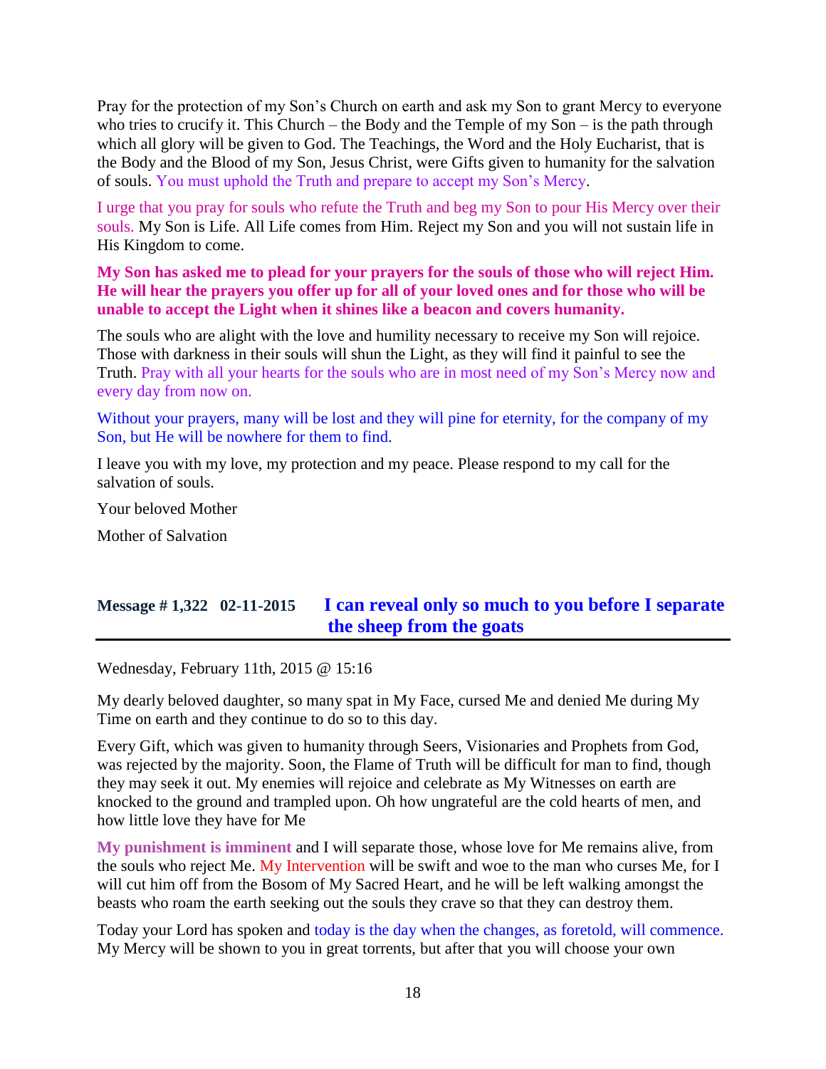Pray for the protection of my Son's Church on earth and ask my Son to grant Mercy to everyone who tries to crucify it. This Church – the Body and the Temple of my Son – is the path through which all glory will be given to God. The Teachings, the Word and the Holy Eucharist, that is the Body and the Blood of my Son, Jesus Christ, were Gifts given to humanity for the salvation of souls. You must uphold the Truth and prepare to accept my Son's Mercy.

I urge that you pray for souls who refute the Truth and beg my Son to pour His Mercy over their souls. My Son is Life. All Life comes from Him. Reject my Son and you will not sustain life in His Kingdom to come.

**My Son has asked me to plead for your prayers for the souls of those who will reject Him. He will hear the prayers you offer up for all of your loved ones and for those who will be unable to accept the Light when it shines like a beacon and covers humanity.**

The souls who are alight with the love and humility necessary to receive my Son will rejoice. Those with darkness in their souls will shun the Light, as they will find it painful to see the Truth. Pray with all your hearts for the souls who are in most need of my Son's Mercy now and every day from now on.

Without your prayers, many will be lost and they will pine for eternity, for the company of my Son, but He will be nowhere for them to find.

I leave you with my love, my protection and my peace. Please respond to my call for the salvation of souls.

Your beloved Mother

Mother of Salvation

## Message # 1,322 02-11-2015 I can reveal only so much to you before I separate the sheep from the goats

Wednesday, February 11th, 2015 @ 15:16

My dearly beloved daughter, so many spat in My Face, cursed Me and denied Me during My Time on earth and they continue to do so to this day.

Every Gift, which was given to humanity through Seers, Visionaries and Prophets from God, was rejected by the majority. Soon, the Flame of Truth will be difficult for man to find, though they may seek it out. My enemies will rejoice and celebrate as My Witnesses on earth are knocked to the ground and trampled upon. Oh how ungrateful are the cold hearts of men, and how little love they have for Me

**My punishment is imminent** and I will separate those, whose love for Me remains alive, from the souls who reject Me. My Intervention will be swift and woe to the man who curses Me, for I will cut him off from the Bosom of My Sacred Heart, and he will be left walking amongst the beasts who roam the earth seeking out the souls they crave so that they can destroy them.

Today your Lord has spoken and today is the day when the changes, as foretold, will commence. My Mercy will be shown to you in great torrents, but after that you will choose your own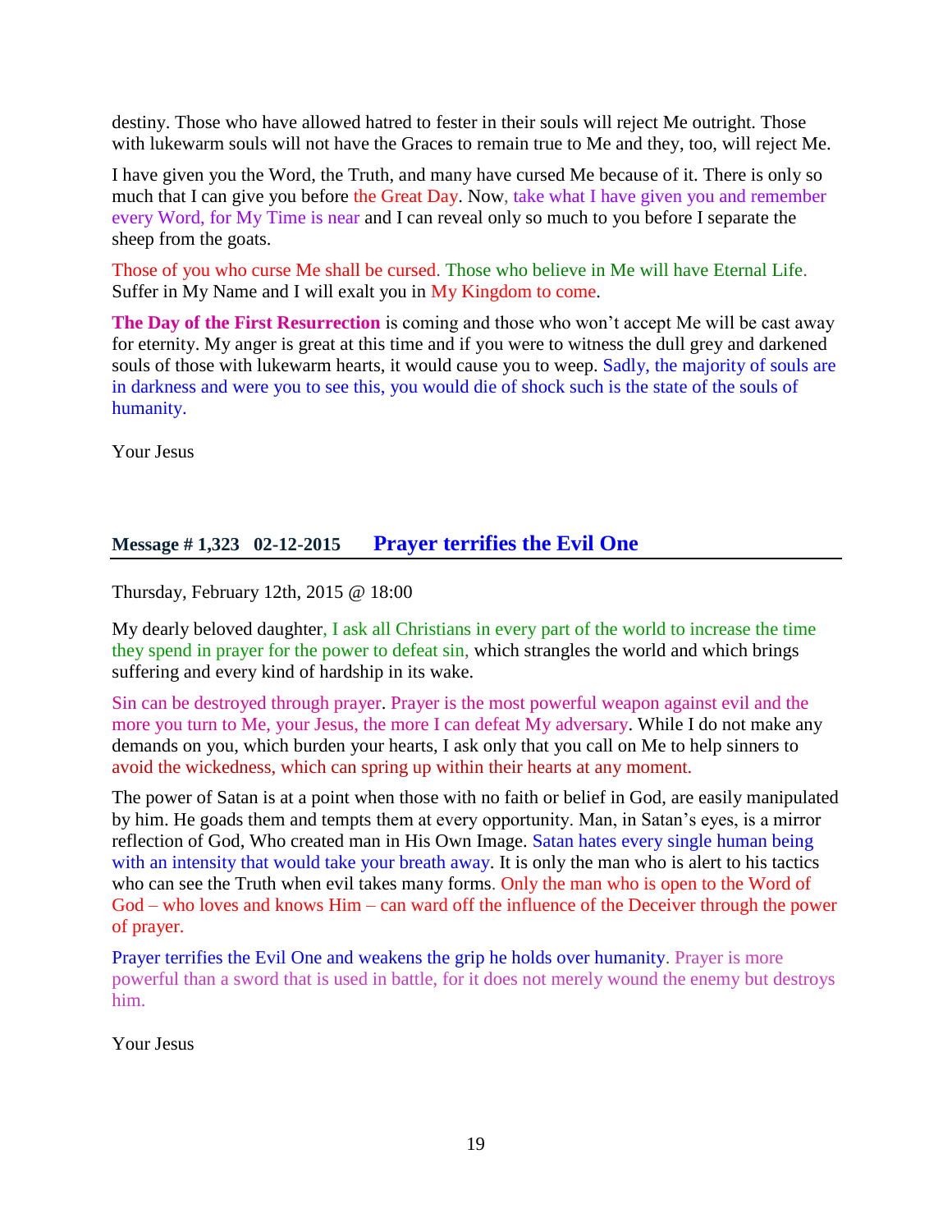destiny. Those who have allowed hatred to fester in their souls will reject Me outright. Those with lukewarm souls will not have the Graces to remain true to Me and they, too, will reject Me.

I have given you the Word, the Truth, and many have cursed Me because of it. There is only so much that I can give you before the Great Day. Now, take what I have given you and remember every Word, for My Time is near and I can reveal only so much to you before I separate the sheep from the goats.

Those of you who curse Me shall be cursed. Those who believe in Me will have Eternal Life. Suffer in My Name and I will exalt you in My Kingdom to come.

**The Day of the First Resurrection** is coming and those who won't accept Me will be cast away for eternity. My anger is great at this time and if you were to witness the dull grey and darkened souls of those with lukewarm hearts, it would cause you to weep. Sadly, the majority of souls are in darkness and were you to see this, you would die of shock such is the state of the souls of humanity.

Your Jesus

## Message # 1,323 02-12-2015 Prayer terrifies the Evil One

Thursday, February 12th, 2015 @ 18:00

My dearly beloved daughter, I ask all Christians in every part of the world to increase the time they spend in prayer for the power to defeat sin, which strangles the world and which brings suffering and every kind of hardship in its wake.

Sin can be destroyed through prayer. Prayer is the most powerful weapon against evil and the more you turn to Me, your Jesus, the more I can defeat My adversary. While I do not make any demands on you, which burden your hearts, I ask only that you call on Me to help sinners to avoid the wickedness, which can spring up within their hearts at any moment.

The power of Satan is at a point when those with no faith or belief in God, are easily manipulated by him. He goads them and tempts them at every opportunity. Man, in Satan's eyes, is a mirror reflection of God, Who created man in His Own Image. Satan hates every single human being with an intensity that would take your breath away. It is only the man who is alert to his tactics who can see the Truth when evil takes many forms. Only the man who is open to the Word of God – who loves and knows Him – can ward off the influence of the Deceiver through the power of prayer.

Prayer terrifies the Evil One and weakens the grip he holds over humanity. Prayer is more powerful than a sword that is used in battle, for it does not merely wound the enemy but destroys him.

Your Jesus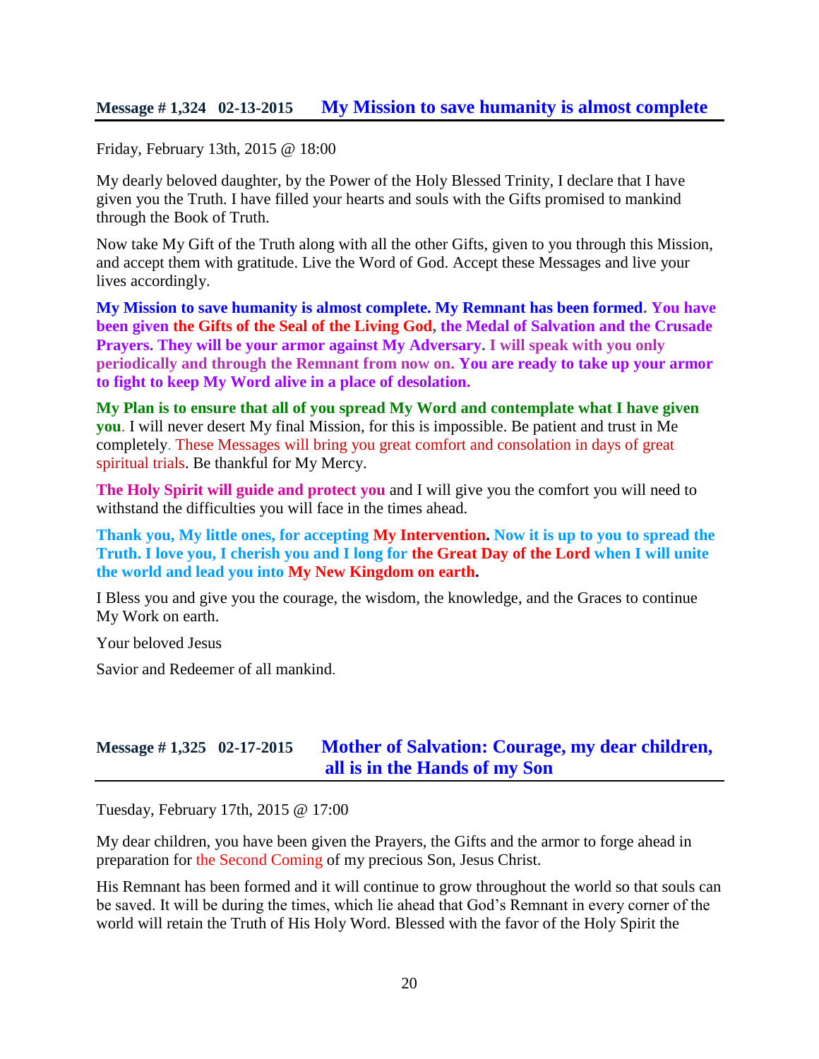## Message # 1,324 02-13-2015 My Mission to save humanity is almost complete

Friday, February 13th, 2015 @ 18:00

My dearly beloved daughter, by the Power of the Holy Blessed Trinity, I declare that I have given you the Truth. I have filled your hearts and souls with the Gifts promised to mankind through the Book of Truth.

Now take My Gift of the Truth along with all the other Gifts, given to you through this Mission, and accept them with gratitude. Live the Word of God. Accept these Messages and live your lives accordingly.

**My Mission to save humanity is almost complete. My Remnant has been formed. You have been given the Gifts of the Seal of the Living God, the Medal of Salvation and the Crusade Prayers. They will be your armor against My Adversary. I will speak with you only periodically and through the Remnant from now on. You are ready to take up your armor to fight to keep My Word alive in a place of desolation.**

**My Plan is to ensure that all of you spread My Word and contemplate what I have given you**. I will never desert My final Mission, for this is impossible. Be patient and trust in Me completely. These Messages will bring you great comfort and consolation in days of great spiritual trials. Be thankful for My Mercy.

**The Holy Spirit will guide and protect you** and I will give you the comfort you will need to withstand the difficulties you will face in the times ahead.

**Thank you, My little ones, for accepting My Intervention. Now it is up to you to spread the Truth. I love you, I cherish you and I long for the Great Day of the Lord when I will unite the world and lead you into My New Kingdom on earth.**

I Bless you and give you the courage, the wisdom, the knowledge, and the Graces to continue My Work on earth.

Your beloved Jesus

Savior and Redeemer of all mankind.

## Message # 1,325 02-17-2015 Mother of Salvation: Courage, my dear children, all is in the Hands of my Son

Tuesday, February 17th, 2015 @ 17:00

My dear children, you have been given the Prayers, the Gifts and the armor to forge ahead in preparation for the Second Coming of my precious Son, Jesus Christ.

His Remnant has been formed and it will continue to grow throughout the world so that souls can be saved. It will be during the times, which lie ahead that God's Remnant in every corner of the world will retain the Truth of His Holy Word. Blessed with the favor of the Holy Spirit the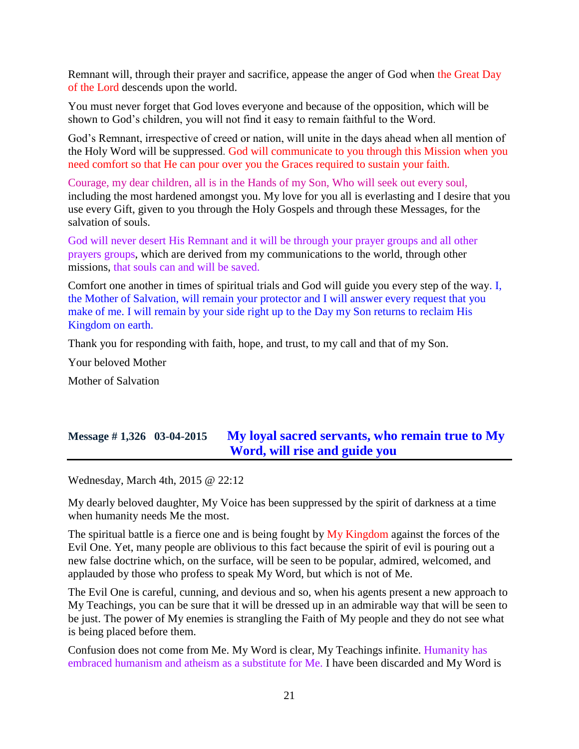Remnant will, through their prayer and sacrifice, appease the anger of God when the Great Day of the Lord descends upon the world.

You must never forget that God loves everyone and because of the opposition, which will be shown to God's children, you will not find it easy to remain faithful to the Word.

God's Remnant, irrespective of creed or nation, will unite in the days ahead when all mention of the Holy Word will be suppressed. God will communicate to you through this Mission when you need comfort so that He can pour over you the Graces required to sustain your faith.

Courage, my dear children, all is in the Hands of my Son, Who will seek out every soul, including the most hardened amongst you. My love for you all is everlasting and I desire that you use every Gift, given to you through the Holy Gospels and through these Messages, for the salvation of souls.

God will never desert His Remnant and it will be through your prayer groups and all other prayers groups, which are derived from my communications to the world, through other missions, that souls can and will be saved.

Comfort one another in times of spiritual trials and God will guide you every step of the way. I, the Mother of Salvation, will remain your protector and I will answer every request that you make of me. I will remain by your side right up to the Day my Son returns to reclaim His Kingdom on earth.

Thank you for responding with faith, hope, and trust, to my call and that of my Son.

Your beloved Mother

Mother of Salvation

## Message # 1,326 03-04-2015 My loyal sacred servants, who remain true to My Word, will rise and guide you

Wednesday, March 4th, 2015 @ 22:12

My dearly beloved daughter, My Voice has been suppressed by the spirit of darkness at a time when humanity needs Me the most.

The spiritual battle is a fierce one and is being fought by My Kingdom against the forces of the Evil One. Yet, many people are oblivious to this fact because the spirit of evil is pouring out a new false doctrine which, on the surface, will be seen to be popular, admired, welcomed, and applauded by those who profess to speak My Word, but which is not of Me.

The Evil One is careful, cunning, and devious and so, when his agents present a new approach to My Teachings, you can be sure that it will be dressed up in an admirable way that will be seen to be just. The power of My enemies is strangling the Faith of My people and they do not see what is being placed before them.

Confusion does not come from Me. My Word is clear, My Teachings infinite. Humanity has embraced humanism and atheism as a substitute for Me. I have been discarded and My Word is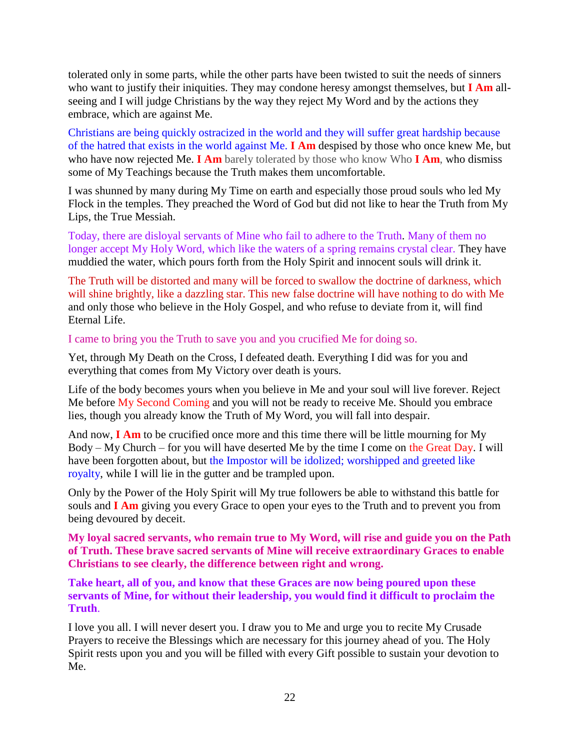tolerated only in some parts, while the other parts have been twisted to suit the needs of sinners who want to justify their iniquities. They may condone heresy amongst themselves, but **I Am** all-seeing and I will judge Christians by the way they reject My Word and by the actions they embrace, which are against Me.

Christians are being quickly ostracized in the world and they will suffer great hardship because of the hatred that exists in the world against Me. **I Am** despised by those who once knew Me, but who have now rejected Me. **I Am** barely tolerated by those who know Who **I Am**, who dismiss some of My Teachings because the Truth makes them uncomfortable.

I was shunned by many during My Time on earth and especially those proud souls who led My Flock in the temples. They preached the Word of God but did not like to hear the Truth from My Lips, the True Messiah.

Today, there are disloyal servants of Mine who fail to adhere to the Truth. Many of them no longer accept My Holy Word, which like the waters of a spring remains crystal clear. They have muddied the water, which pours forth from the Holy Spirit and innocent souls will drink it.

The Truth will be distorted and many will be forced to swallow the doctrine of darkness, which will shine brightly, like a dazzling star. This new false doctrine will have nothing to do with Me and only those who believe in the Holy Gospel, and who refuse to deviate from it, will find Eternal Life.

I came to bring you the Truth to save you and you crucified Me for doing so.

Yet, through My Death on the Cross, I defeated death. Everything I did was for you and everything that comes from My Victory over death is yours.

Life of the body becomes yours when you believe in Me and your soul will live forever. Reject Me before My Second Coming and you will not be ready to receive Me. Should you embrace lies, though you already know the Truth of My Word, you will fall into despair.

And now, **I Am** to be crucified once more and this time there will be little mourning for My Body – My Church – for you will have deserted Me by the time I come on the Great Day. I will have been forgotten about, but the Impostor will be idolized; worshipped and greeted like royalty, while I will lie in the gutter and be trampled upon.

Only by the Power of the Holy Spirit will My true followers be able to withstand this battle for souls and **I Am** giving you every Grace to open your eyes to the Truth and to prevent you from being devoured by deceit.

**My loyal sacred servants, who remain true to My Word, will rise and guide you on the Path of Truth. These brave sacred servants of Mine will receive extraordinary Graces to enable Christians to see clearly, the difference between right and wrong.**

**Take heart, all of you, and know that these Graces are now being poured upon these servants of Mine, for without their leadership, you would find it difficult to proclaim the Truth.**

I love you all. I will never desert you. I draw you to Me and urge you to recite My Crusade Prayers to receive the Blessings which are necessary for this journey ahead of you. The Holy Spirit rests upon you and you will be filled with every Gift possible to sustain your devotion to Me.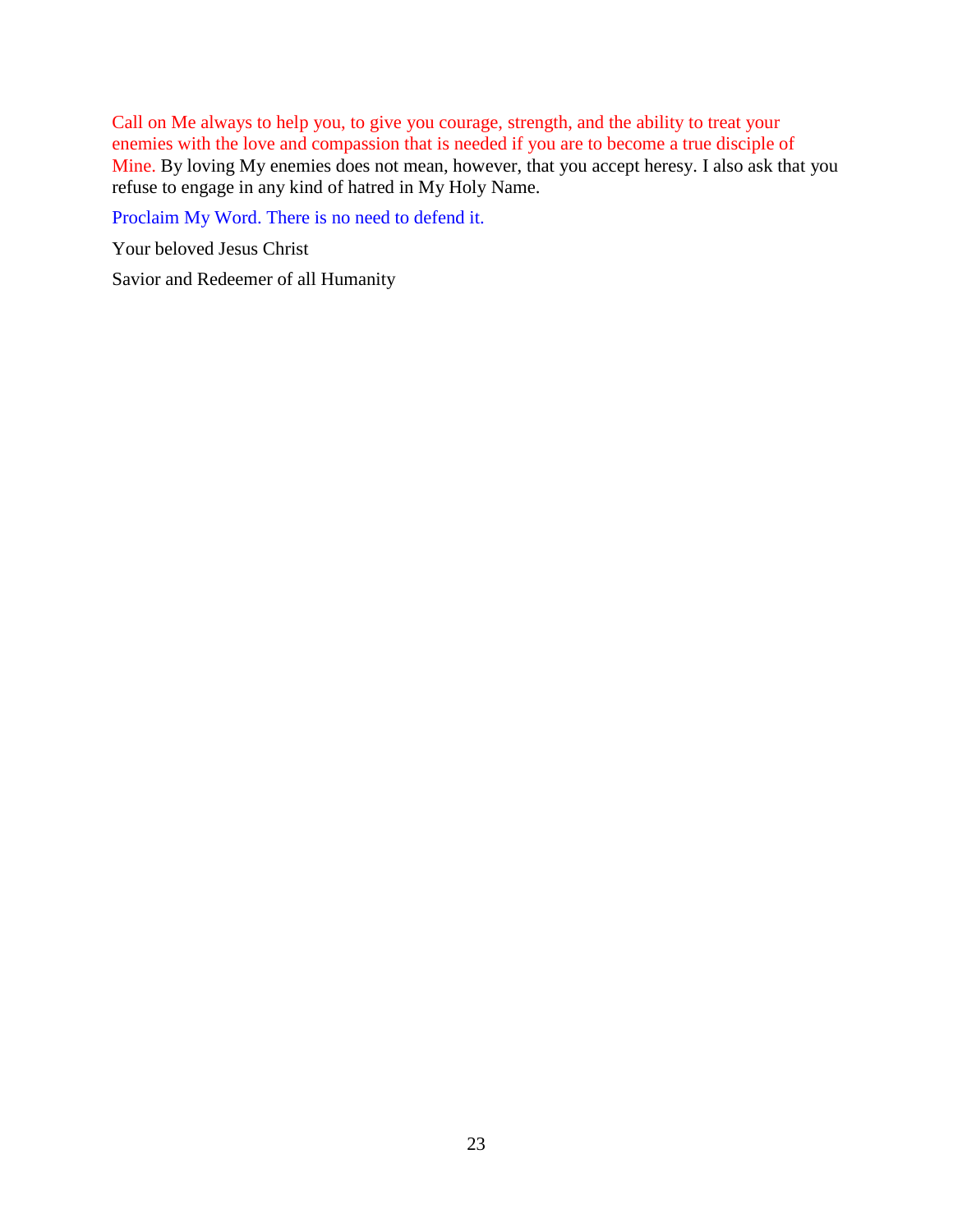Call on Me always to help you, to give you courage, strength, and the ability to treat your enemies with the love and compassion that is needed if you are to become a true disciple of Mine. By loving My enemies does not mean, however, that you accept heresy. I also ask that you refuse to engage in any kind of hatred in My Holy Name.

Proclaim My Word. There is no need to defend it.

Your beloved Jesus Christ

Savior and Redeemer of all Humanity